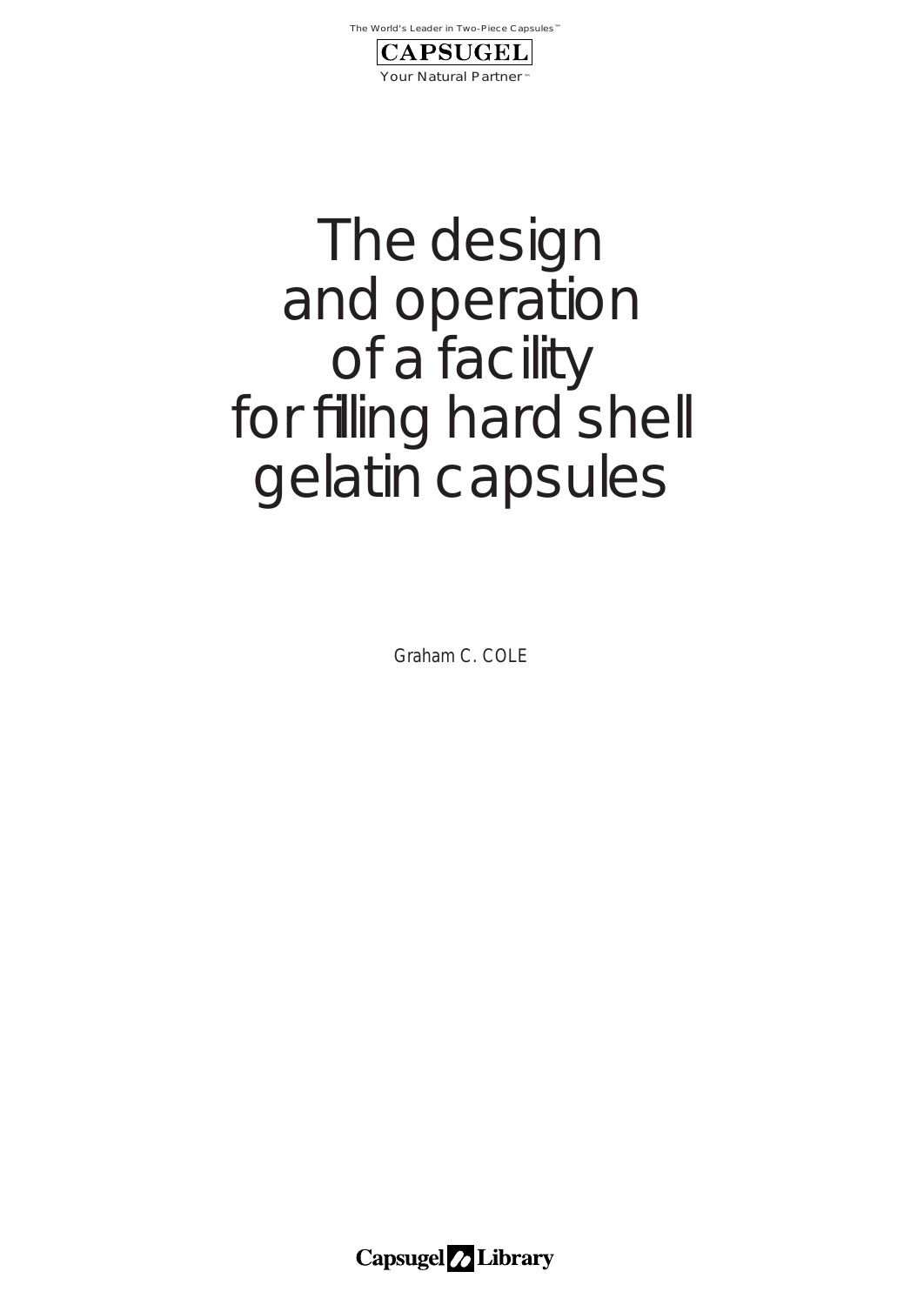The World's Leader in Two-Piece Capsules™

CAPSUGEL

Your Natural Partner™

# The design and operation of a facility for filling hard shell gelatin capsules

Graham C. COLE

Capsugel Library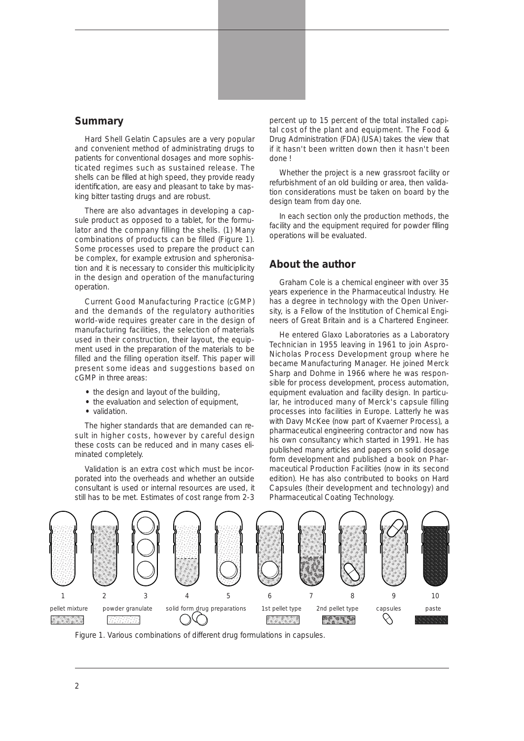## Summary

Hard Shell Gelatin Capsules are a very popular and convenient method of administrating drugs to patients for conventional dosages and more sophisticated regimes such as sustained release. The shells can be filled at high speed, they provide ready identification, are easy and pleasant to take by masking bitter tasting drugs and are robust.

There are also advantages in developing a capsule product as opposed to a tablet, for the formulator and the company filling the shells. (1) Many combinations of products can be filled (Figure 1). Some processes used to prepare the product can be complex, for example extrusion and spheronisation and it is necessary to consider this multiplicity in the design and operation of the manufacturing operation.

Current Good Manufacturing Practice (cGMP) and the demands of the regulatory authorities world-wide requires greater care in the design of manufacturing facilities, the selection of materials used in their construction, their layout, the equipment used in the preparation of the materials to be filled and the filling operation itself. This paper will present some ideas and suggestions based on cGMP in three areas:

- the design and layout of the building,
- the evaluation and selection of equipment,
- validation.

The higher standards that are demanded can result in higher costs, however by careful design these costs can be reduced and in many cases eliminated completely.

Validation is an extra cost which must be incorporated into the overheads and whether an outside consultant is used or internal resources are used, it still has to be met. Estimates of cost range from 2-3 percent up to 15 percent of the total installed capital cost of the plant and equipment. The Food & Drug Administration (FDA) (USA) takes the view that if it hasn't been written down then it hasn't been done !

Whether the project is a new grassroot facility or refurbishment of an old building or area, then validation considerations must be taken on board by the design team from day one.

In each section only the production methods, the facility and the equipment required for powder filling operations will be evaluated.

## About the author

Graham Cole is a chemical engineer with over 35 years experience in the Pharmaceutical Industry. He has a degree in technology with the Open University, is a Fellow of the Institution of Chemical Engineers of Great Britain and is a Chartered Engineer.

He entered Glaxo Laboratories as a Laboratory Technician in 1955 leaving in 1961 to join Aspro-Nicholas Process Development group where he became Manufacturing Manager. He joined Merck Sharp and Dohme in 1966 where he was responsible for process development, process automation, equipment evaluation and facility design. In particular, he introduced many of Merck's capsule filling processes into facilities in Europe. Latterly he was with Davy McKee (now part of Kvaerner Process), a pharmaceutical engineering contractor and now has his own consultancy which started in 1991. He has published many articles and papers on solid dosage form development and published a book on Pharmaceutical Production Facilities (now in its second edition). He has also contributed to books on Hard Capsules (their development and technology) and Pharmaceutical Coating Technology.

1 2 3 4 5 6 7 8 9 10

pellet mixture — powder granulate — solid form drug preparations — 1st pellet type — 2nd pellet type — capsules — paste

Figure 1. Various combinations of different drug formulations in capsules.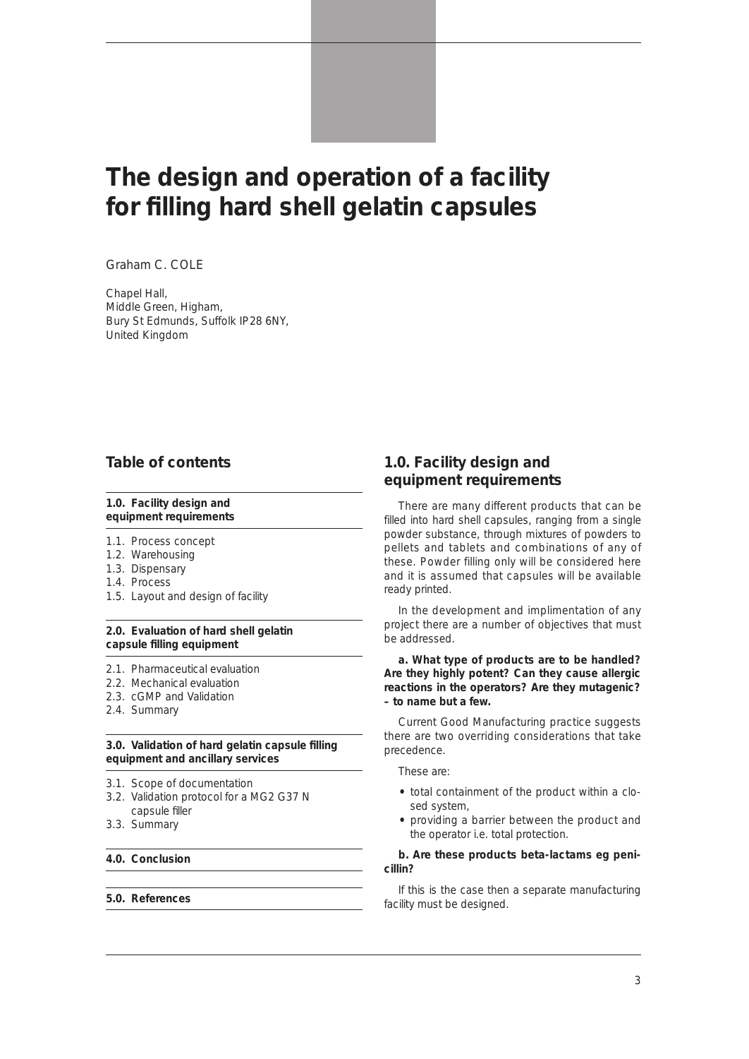# The design and operation of a facility for filling hard shell gelatin capsules

Graham C. COLE

Chapel Hall,
Middle Green, Higham,
Bury St Edmunds, Suffolk IP28 6NY,
United Kingdom

## Table of contents

**1.0. Facility design and equipment requirements**

1.1. Process concept
1.2. Warehousing
1.3. Dispensary
1.4. Process
1.5. Layout and design of facility

**2.0. Evaluation of hard shell gelatin capsule filling equipment**

2.1. Pharmaceutical evaluation
2.2. Mechanical evaluation
2.3. cGMP and Validation
2.4. Summary

**3.0. Validation of hard gelatin capsule filling equipment and ancillary services**

3.1. Scope of documentation
3.2. Validation protocol for a MG2 G37 N capsule filler
3.3. Summary

**4.0. Conclusion**

**5.0. References**

## 1.0. Facility design and equipment requirements

There are many different products that can be filled into hard shell capsules, ranging from a single powder substance, through mixtures of powders to pellets and tablets and combinations of any of these. Powder filling only will be considered here and it is assumed that capsules will be available ready printed.

In the development and implimentation of any project there are a number of objectives that must be addressed.

**a. What type of products are to be handled? Are they highly potent? Can they cause allergic reactions in the operators? Are they mutagenic? – to name but a few.**

Current Good Manufacturing practice suggests there are two overriding considerations that take precedence.

These are:

- total containment of the product within a closed system,
- providing a barrier between the product and the operator i.e. total protection.

**b. Are these products beta-lactams eg penicillin?**

If this is the case then a separate manufacturing facility must be designed.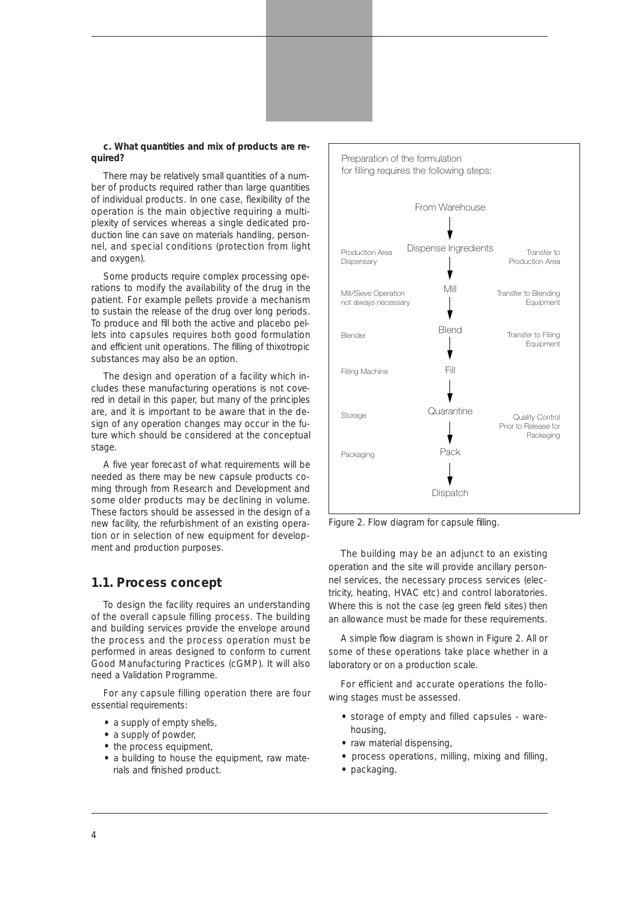**c. What quantities and mix of products are required?**

There may be relatively small quantities of a number of products required rather than large quantities of individual products. In one case, flexibility of the operation is the main objective requiring a multiplexity of services whereas a single dedicated production line can save on materials handling, personnel, and special conditions (protection from light and oxygen).

Some products require complex processing operations to modify the availability of the drug in the patient. For example pellets provide a mechanism to sustain the release of the drug over long periods. To produce and fill both the active and placebo pellets into capsules requires both good formulation and efficient unit operations. The filling of thixotropic substances may also be an option.

The design and operation of a facility which includes these manufacturing operations is not covered in detail in this paper, but many of the principles are, and it is important to be aware that in the design of any operation changes may occur in the future which should be considered at the conceptual stage.

A five year forecast of what requirements will be needed as there may be new capsule products coming through from Research and Development and some older products may be declining in volume. These factors should be assessed in the design of a new facility, the refurbishment of an existing operation or in selection of new equipment for development and production purposes.

## 1.1. Process concept

To design the facility requires an understanding of the overall capsule filling process. The building and building services provide the envelope around the process and the process operation must be performed in areas designed to conform to current Good Manufacturing Practices (cGMP). It will also need a Validation Programme.

For any capsule filling operation there are four essential requirements:

- a supply of empty shells,
- a supply of powder,
- the process equipment,
- a building to house the equipment, raw materials and finished product.

Preparation of the formulation for filling requires the following steps:

| Area | Step | Transfer |
|---|---|---|
| | From Warehouse ↓ | |
| Production Area Dispensary | Dispense Ingredients ↓ | Transfer to Production Area |
| Mill/Sieve Operation not always necessary | Mill ↓ | Transfer to Blending Equipment |
| Blender | Blend ↓ | Transfer to Filling Equipment |
| Filling Machine | Fill ↓ | |
| Storage | Quarantine ↓ | Quality Control Prior to Release for Packaging |
| Packaging | Pack ↓ | |
| | Dispatch | |

Figure 2. Flow diagram for capsule filling.

The building may be an adjunct to an existing operation and the site will provide ancillary personnel services, the necessary process services (electricity, heating, HVAC etc) and control laboratories. Where this is not the case (eg green field sites) then an allowance must be made for these requirements.

A simple flow diagram is shown in Figure 2. All or some of these operations take place whether in a laboratory or on a production scale.

For efficient and accurate operations the following stages must be assessed.

- storage of empty and filled capsules - warehousing,
- raw material dispensing,
- process operations, milling, mixing and filling,
- packaging.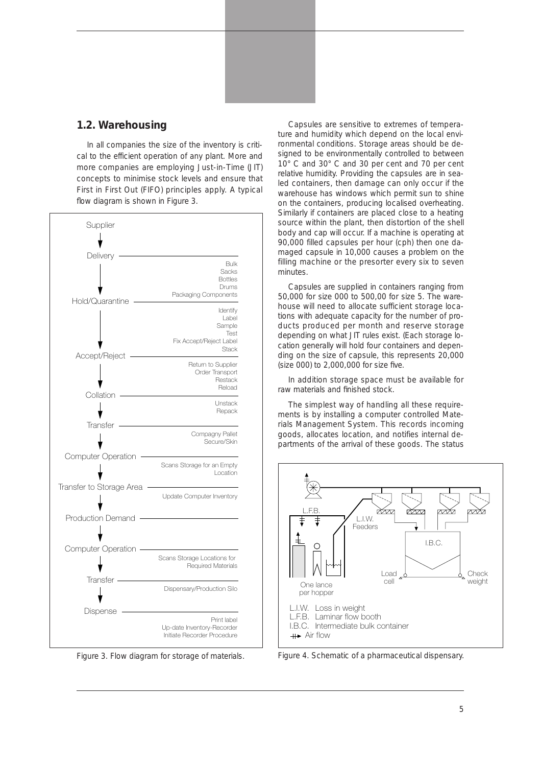## 1.2. Warehousing

In all companies the size of the inventory is critical to the efficient operation of any plant. More and more companies are employing Just-in-Time (JIT) concepts to minimise stock levels and ensure that First in First Out (FIFO) principles apply. A typical flow diagram is shown in Figure 3.

Figure 3. Flow diagram for storage of materials.

Capsules are sensitive to extremes of temperature and humidity which depend on the local environmental conditions. Storage areas should be designed to be environmentally controlled to between 10° C and 30° C and 30 per cent and 70 per cent relative humidity. Providing the capsules are in sealed containers, then damage can only occur if the warehouse has windows which permit sun to shine on the containers, producing localised overheating. Similarly if containers are placed close to a heating source within the plant, then distortion of the shell body and cap will occur. If a machine is operating at 90,000 filled capsules per hour (cph) then one damaged capsule in 10,000 causes a problem on the filling machine or the presorter every six to seven minutes.

Capsules are supplied in containers ranging from 50,000 for size 000 to 500,00 for size 5. The warehouse will need to allocate sufficient storage locations with adequate capacity for the number of products produced per month and reserve storage depending on what JIT rules exist. (Each storage location generally will hold four containers and depending on the size of capsule, this represents 20,000 (size 000) to 2,000,000 for size five.

In addition storage space must be available for raw materials and finished stock.

The simplest way of handling all these requirements is by installing a computer controlled Materials Management System. This records incoming goods, allocates location, and notifies internal departments of the arrival of these goods. The status

Figure 4. Schematic of a pharmaceutical dispensary.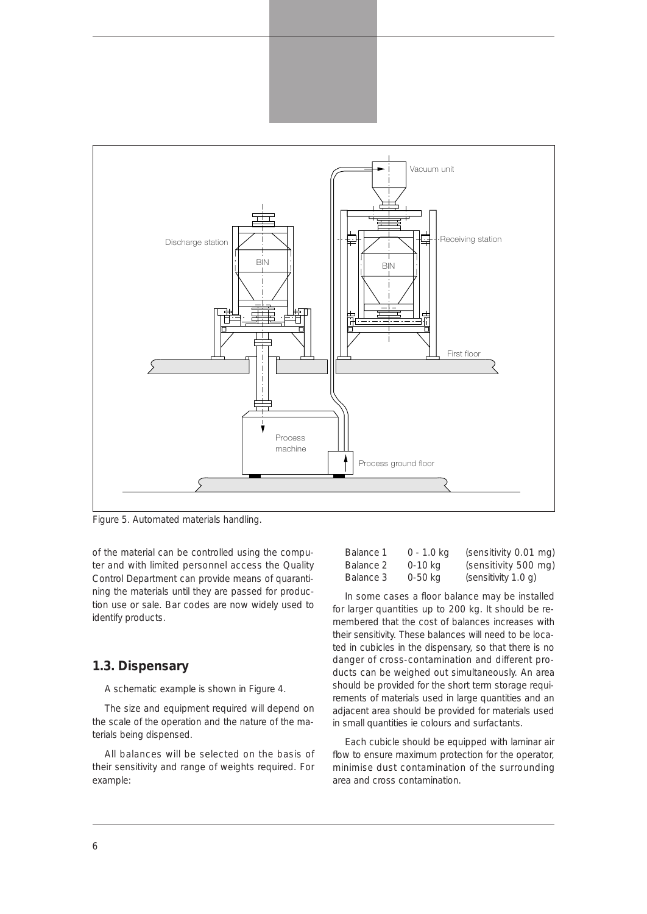Figure 5. Automated materials handling.

of the material can be controlled using the computer and with limited personnel access the Quality Control Department can provide means of quarantining the materials until they are passed for production use or sale. Bar codes are now widely used to identify products.

## 1.3. Dispensary

A schematic example is shown in Figure 4.

The size and equipment required will depend on the scale of the operation and the nature of the materials being dispensed.

All balances will be selected on the basis of their sensitivity and range of weights required. For example:

| | | |
|---|---|---|
| Balance 1 | 0 - 1.0 kg | (sensitivity 0.01 mg) |
| Balance 2 | 0-10 kg | (sensitivity 500 mg) |
| Balance 3 | 0-50 kg | (sensitivity 1.0 g) |

In some cases a floor balance may be installed for larger quantities up to 200 kg. It should be remembered that the cost of balances increases with their sensitivity. These balances will need to be located in cubicles in the dispensary, so that there is no danger of cross-contamination and different products can be weighed out simultaneously. An area should be provided for the short term storage requirements of materials used in large quantities and an adjacent area should be provided for materials used in small quantities ie colours and surfactants.

Each cubicle should be equipped with laminar air flow to ensure maximum protection for the operator, minimise dust contamination of the surrounding area and cross contamination.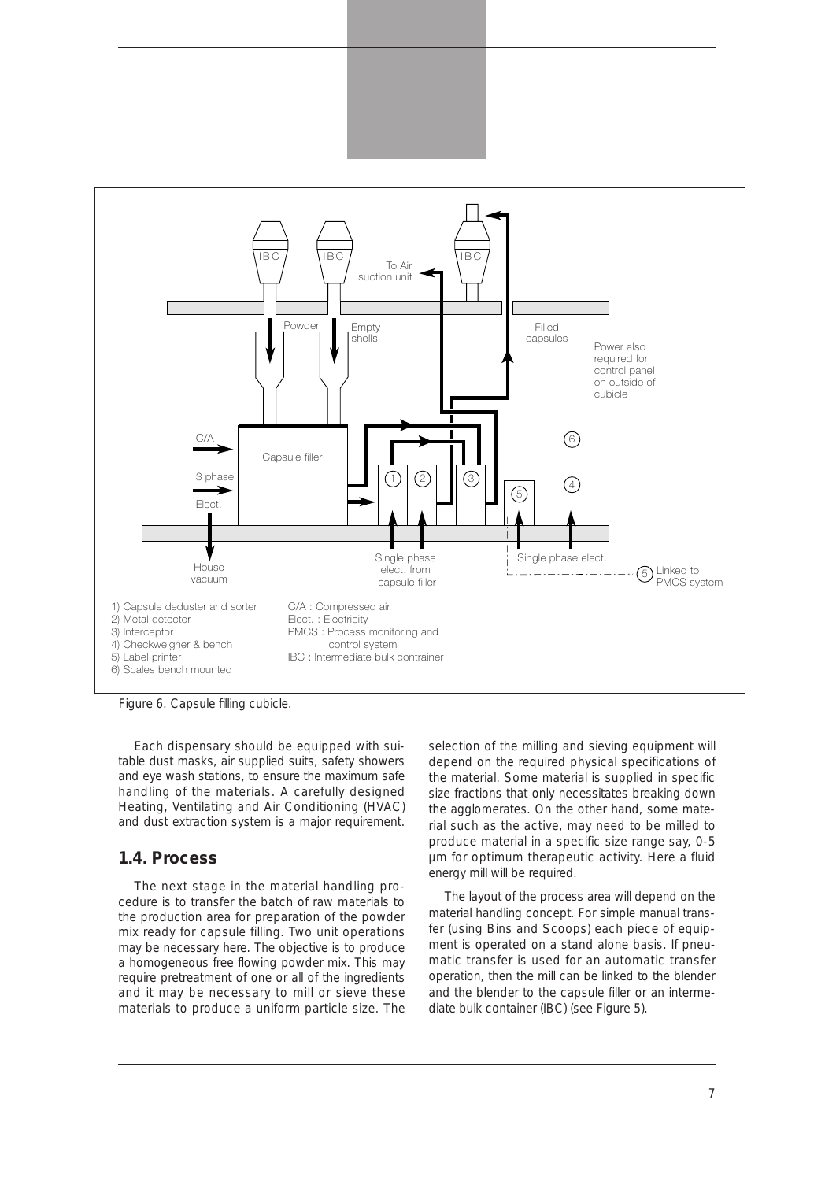1) Capsule deduster and sorter
2) Metal detector
3) Interceptor
4) Checkweigher & bench
5) Label printer
6) Scales bench mounted

C/A : Compressed air
Elect. : Electricity
PMCS : Process monitoring and control system
IBC : Intermediate bulk contrainer

Figure 6. Capsule filling cubicle.

Each dispensary should be equipped with suitable dust masks, air supplied suits, safety showers and eye wash stations, to ensure the maximum safe handling of the materials. A carefully designed Heating, Ventilating and Air Conditioning (HVAC) and dust extraction system is a major requirement.

## 1.4. Process

The next stage in the material handling procedure is to transfer the batch of raw materials to the production area for preparation of the powder mix ready for capsule filling. Two unit operations may be necessary here. The objective is to produce a homogeneous free flowing powder mix. This may require pretreatment of one or all of the ingredients and it may be necessary to mill or sieve these materials to produce a uniform particle size. The selection of the milling and sieving equipment will depend on the required physical specifications of the material. Some material is supplied in specific size fractions that only necessitates breaking down the agglomerates. On the other hand, some material such as the active, may need to be milled to produce material in a specific size range say, 0-5 µm for optimum therapeutic activity. Here a fluid energy mill will be required.

The layout of the process area will depend on the material handling concept. For simple manual transfer (using Bins and Scoops) each piece of equipment is operated on a stand alone basis. If pneumatic transfer is used for an automatic transfer operation, then the mill can be linked to the blender and the blender to the capsule filler or an intermediate bulk container (IBC) (see Figure 5).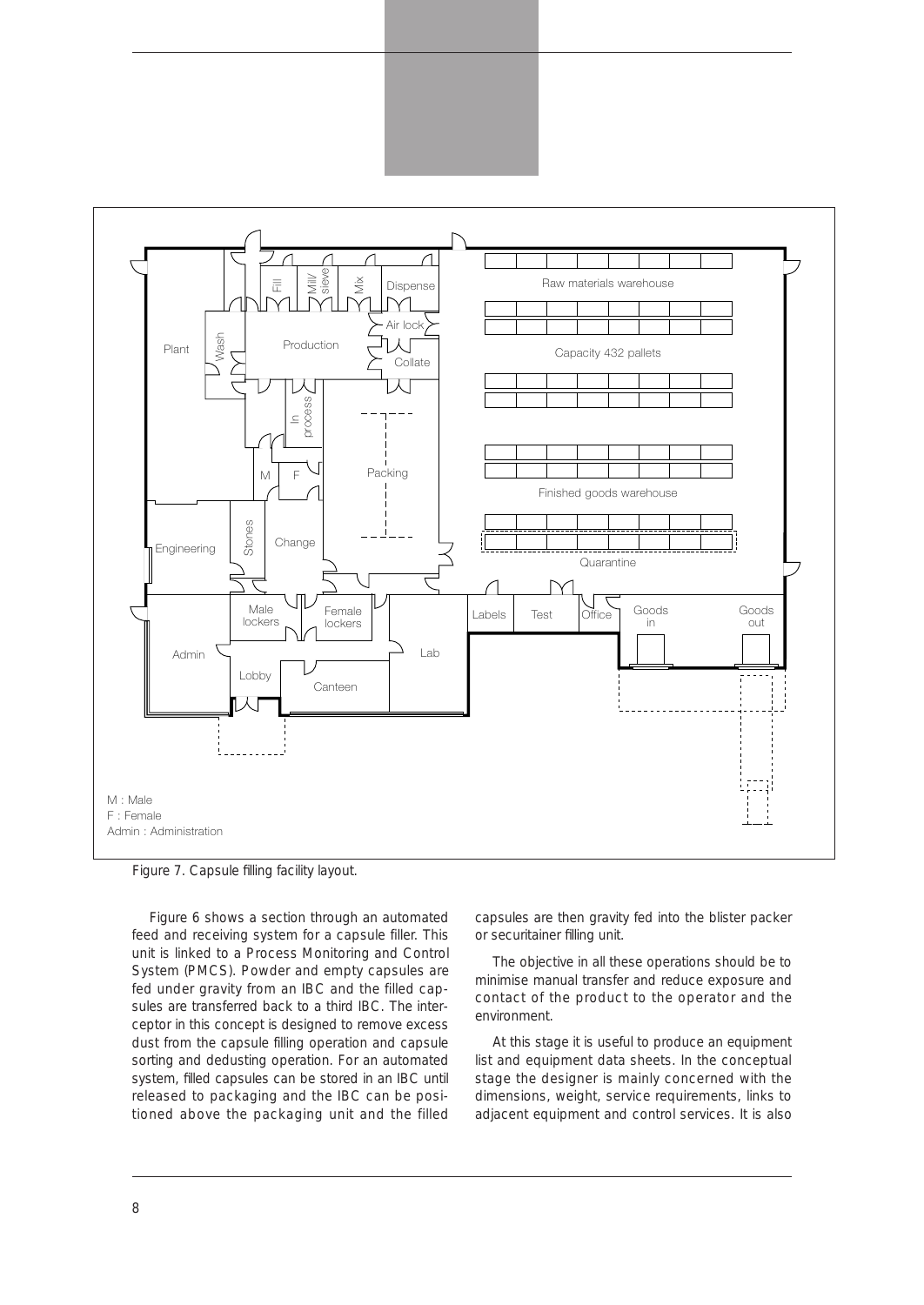M : Male
F : Female
Admin : Administration

Figure 7. Capsule filling facility layout.

Figure 6 shows a section through an automated feed and receiving system for a capsule filler. This unit is linked to a Process Monitoring and Control System (PMCS). Powder and empty capsules are fed under gravity from an IBC and the filled capsules are transferred back to a third IBC. The interceptor in this concept is designed to remove excess dust from the capsule filling operation and capsule sorting and dedusting operation. For an automated system, filled capsules can be stored in an IBC until released to packaging and the IBC can be positioned above the packaging unit and the filled capsules are then gravity fed into the blister packer or securitainer filling unit.

The objective in all these operations should be to minimise manual transfer and reduce exposure and contact of the product to the operator and the environment.

At this stage it is useful to produce an equipment list and equipment data sheets. In the conceptual stage the designer is mainly concerned with the dimensions, weight, service requirements, links to adjacent equipment and control services. It is also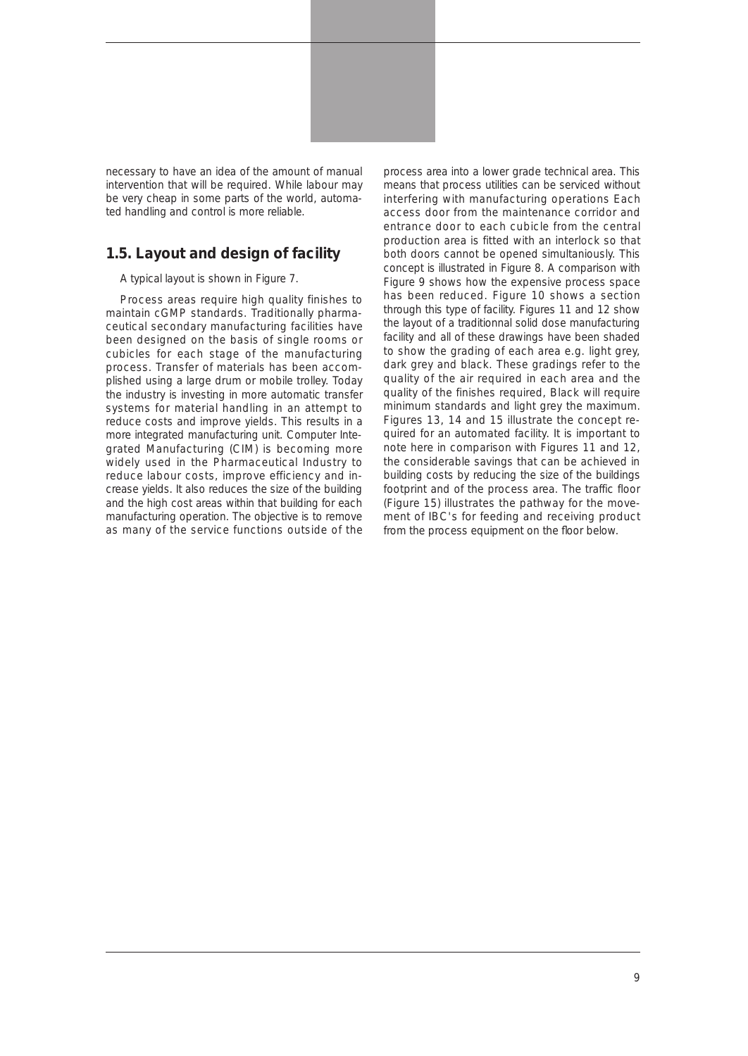necessary to have an idea of the amount of manual intervention that will be required. While labour may be very cheap in some parts of the world, automated handling and control is more reliable.

## 1.5. Layout and design of facility

A typical layout is shown in Figure 7.

Process areas require high quality finishes to maintain cGMP standards. Traditionally pharmaceutical secondary manufacturing facilities have been designed on the basis of single rooms or cubicles for each stage of the manufacturing process. Transfer of materials has been accomplished using a large drum or mobile trolley. Today the industry is investing in more automatic transfer systems for material handling in an attempt to reduce costs and improve yields. This results in a more integrated manufacturing unit. Computer Integrated Manufacturing (CIM) is becoming more widely used in the Pharmaceutical Industry to reduce labour costs, improve efficiency and increase yields. It also reduces the size of the building and the high cost areas within that building for each manufacturing operation. The objective is to remove as many of the service functions outside of the process area into a lower grade technical area. This means that process utilities can be serviced without interfering with manufacturing operations Each access door from the maintenance corridor and entrance door to each cubicle from the central production area is fitted with an interlock so that both doors cannot be opened simultaniously. This concept is illustrated in Figure 8. A comparison with Figure 9 shows how the expensive process space has been reduced. Figure 10 shows a section through this type of facility. Figures 11 and 12 show the layout of a traditionnal solid dose manufacturing facility and all of these drawings have been shaded to show the grading of each area e.g. light grey, dark grey and black. These gradings refer to the quality of the air required in each area and the quality of the finishes required, Black will require minimum standards and light grey the maximum. Figures 13, 14 and 15 illustrate the concept required for an automated facility. It is important to note here in comparison with Figures 11 and 12, the considerable savings that can be achieved in building costs by reducing the size of the buildings footprint and of the process area. The traffic floor (Figure 15) illustrates the pathway for the movement of IBC's for feeding and receiving product from the process equipment on the floor below.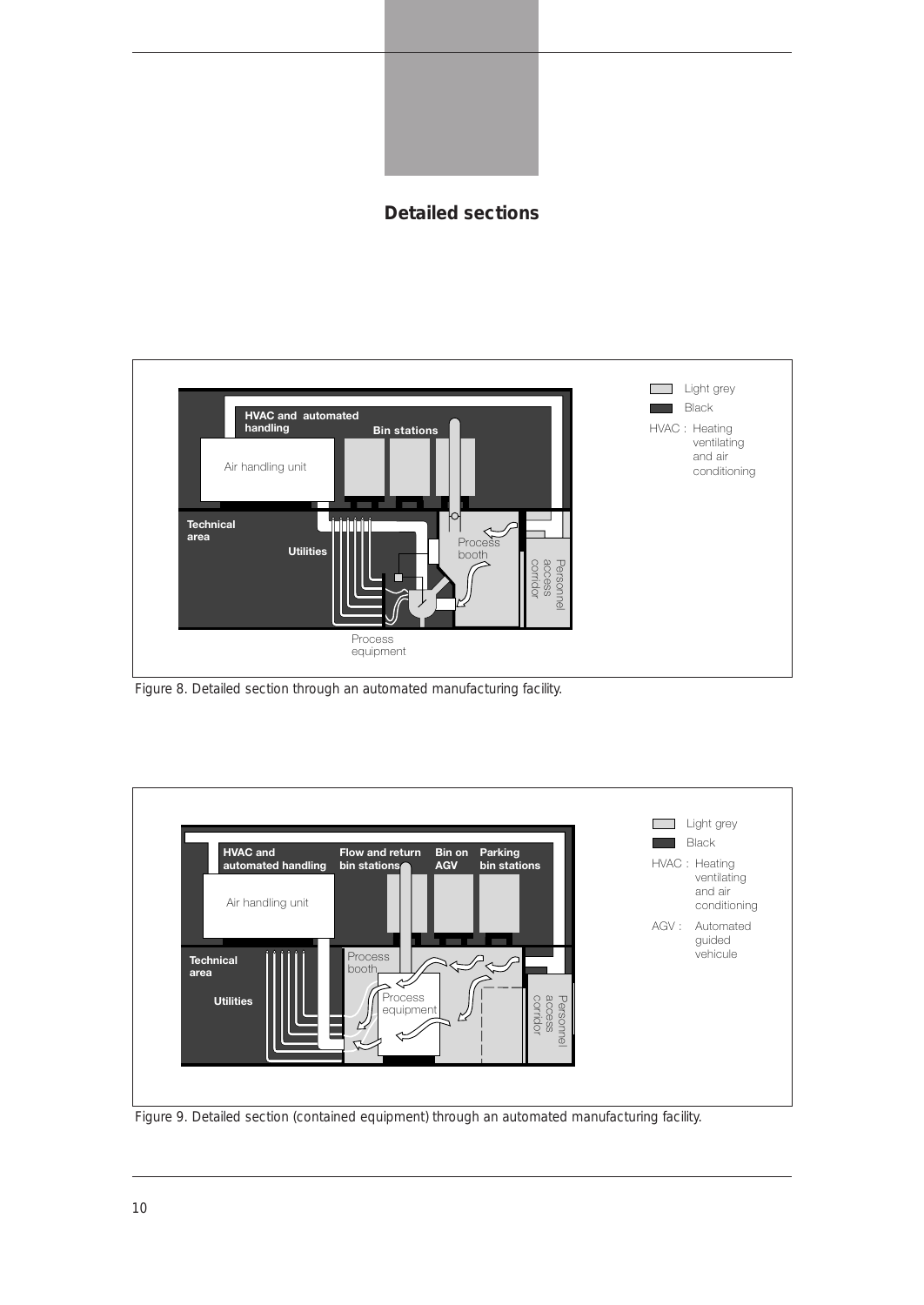## Detailed sections

Figure 8. Detailed section through an automated manufacturing facility.

Figure 9. Detailed section (contained equipment) through an automated manufacturing facility.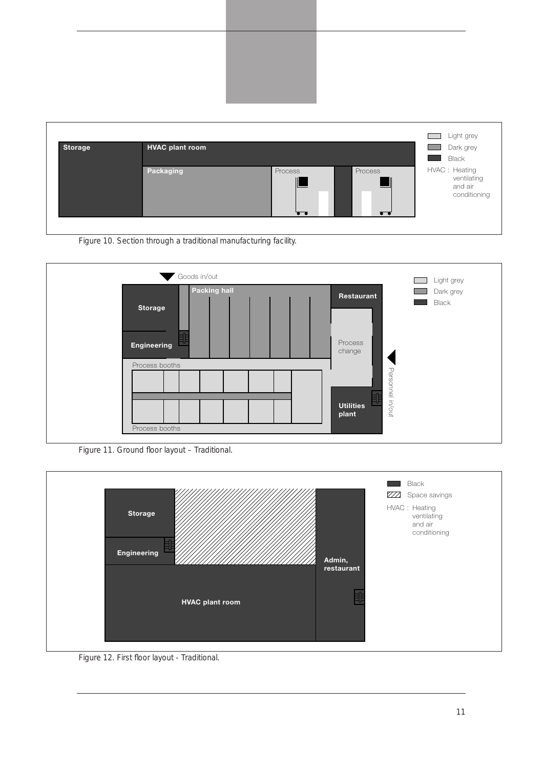Figure 10. Section through a traditional manufacturing facility.

Figure 11. Ground floor layout – Traditional.

Figure 12. First floor layout - Traditional.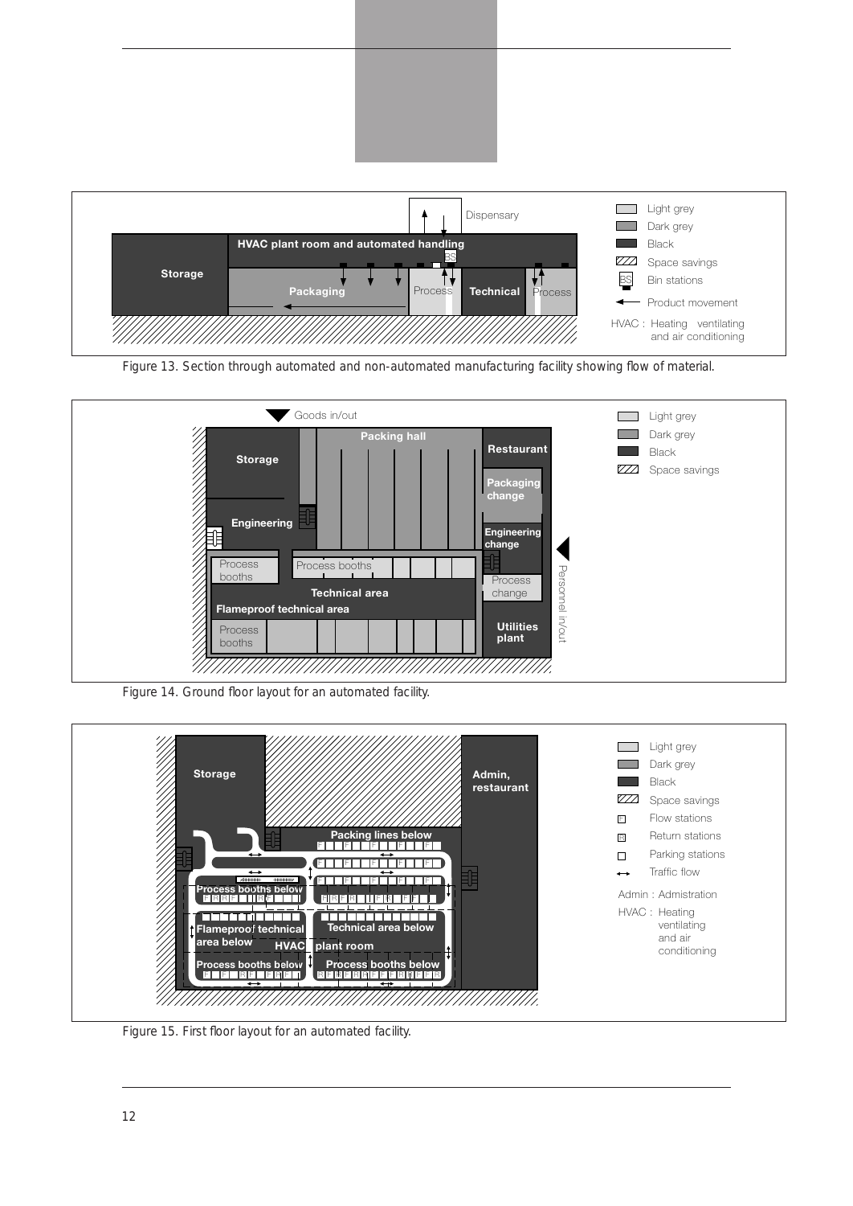Figure 13. Section through automated and non-automated manufacturing facility showing flow of material.

Figure 14. Ground floor layout for an automated facility.

Figure 15. First floor layout for an automated facility.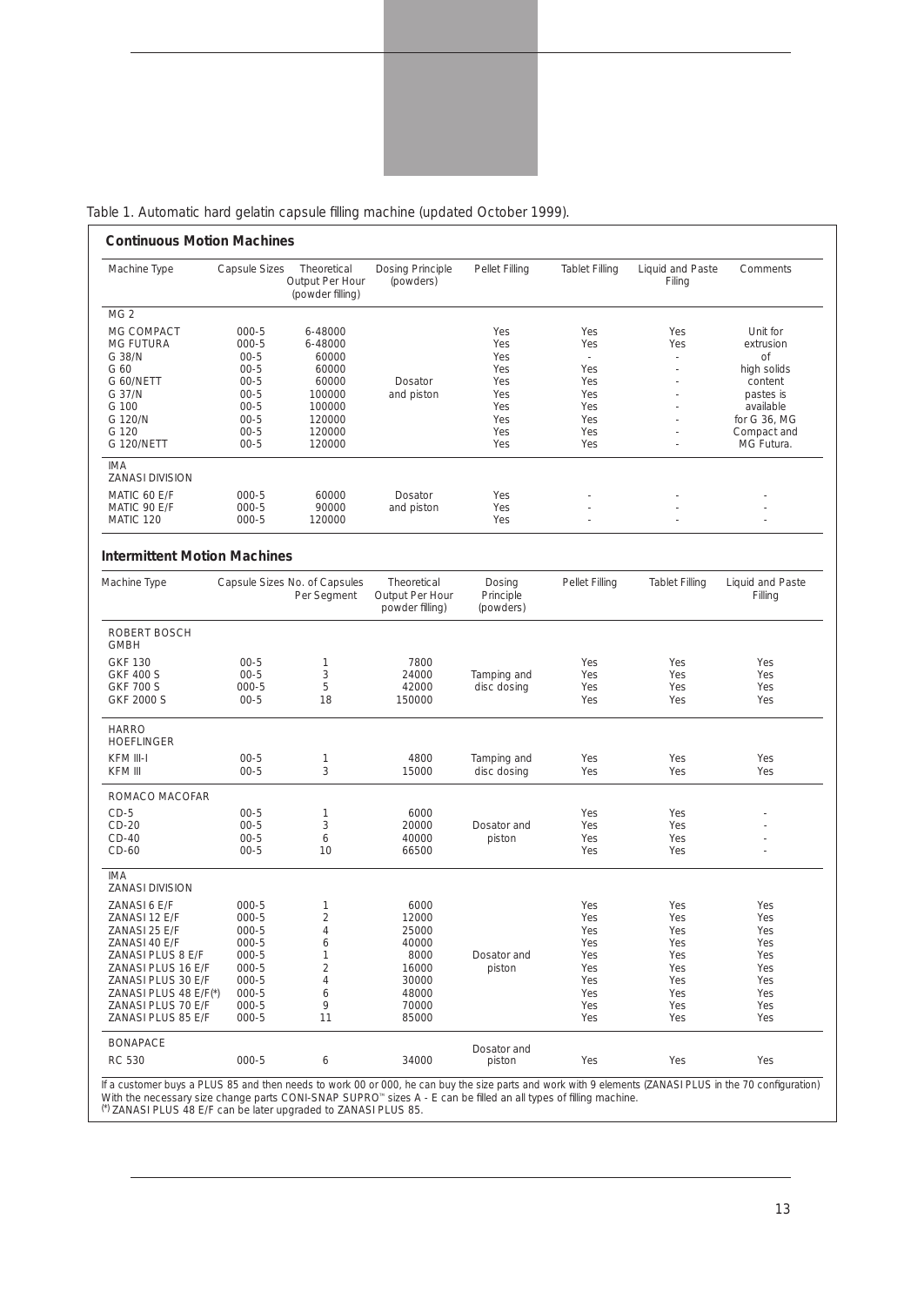Table 1. Automatic hard gelatin capsule filling machine (updated October 1999).

**Continuous Motion Machines**

| Machine Type | Capsule Sizes | Theoretical Output Per Hour (powder filling) | Dosing Principle (powders) | Pellet Filling | Tablet Filling | Liquid and Paste Filing | Comments |
|---|---|---|---|---|---|---|---|
| MG 2 | | | | | | | |
| MG COMPACT | 000-5 | 6-48000 | Dosator and piston | Yes | Yes | Yes | Unit for extrusion of high solids content pastes is available for G 36, MG Compact and MG Futura. |
| MG FUTURA | 000-5 | 6-48000 | | Yes | Yes | Yes | |
| G 38/N | 00-5 | 60000 | | Yes | - | - | |
| G 60 | 00-5 | 60000 | | Yes | Yes | - | |
| G 60/NETT | 00-5 | 60000 | | Yes | Yes | - | |
| G 37/N | 00-5 | 100000 | | Yes | Yes | - | |
| G 100 | 00-5 | 100000 | | Yes | Yes | - | |
| G 120/N | 00-5 | 120000 | | Yes | Yes | - | |
| G 120 | 00-5 | 120000 | | Yes | Yes | - | |
| G 120/NETT | 00-5 | 120000 | | Yes | Yes | - | |
| IMA ZANASI DIVISION | | | | | | | |
| MATIC 60 E/F | 000-5 | 60000 | Dosator and piston | Yes | - | - | - |
| MATIC 90 E/F | 000-5 | 90000 | | Yes | - | - | - |
| MATIC 120 | 000-5 | 120000 | | Yes | - | - | - |

**Intermittent Motion Machines**

| Machine Type | Capsule Sizes | No. of Capsules Per Segment | Theoretical Output Per Hour powder filling) | Dosing Principle (powders) | Pellet Filling | Tablet Filling | Liquid and Paste Filling |
|---|---|---|---|---|---|---|---|
| ROBERT BOSCH GMBH | | | | | | | |
| GKF 130 | 00-5 | 1 | 7800 | Tamping and disc dosing | Yes | Yes | Yes |
| GKF 400 S | 00-5 | 3 | 24000 | | Yes | Yes | Yes |
| GKF 700 S | 000-5 | 5 | 42000 | | Yes | Yes | Yes |
| GKF 2000 S | 00-5 | 18 | 150000 | | Yes | Yes | Yes |
| HARRO HOEFLINGER | | | | | | | |
| KFM III-I | 00-5 | 1 | 4800 | Tamping and disc dosing | Yes | Yes | Yes |
| KFM III | 00-5 | 3 | 15000 | | Yes | Yes | Yes |
| ROMACO MACOFAR | | | | | | | |
| CD-5 | 00-5 | 1 | 6000 | Dosator and piston | Yes | Yes | - |
| CD-20 | 00-5 | 3 | 20000 | | Yes | Yes | - |
| CD-40 | 00-5 | 6 | 40000 | | Yes | Yes | - |
| CD-60 | 00-5 | 10 | 66500 | | Yes | Yes | - |
| IMA ZANASI DIVISION | | | | | | | |
| ZANASI 6 E/F | 000-5 | 1 | 6000 | Dosator and piston | Yes | Yes | Yes |
| ZANASI 12 E/F | 000-5 | 2 | 12000 | | Yes | Yes | Yes |
| ZANASI 25 E/F | 000-5 | 4 | 25000 | | Yes | Yes | Yes |
| ZANASI 40 E/F | 000-5 | 6 | 40000 | | Yes | Yes | Yes |
| ZANASI PLUS 8 E/F | 000-5 | 1 | 8000 | | Yes | Yes | Yes |
| ZANASI PLUS 16 E/F | 000-5 | 2 | 16000 | | Yes | Yes | Yes |
| ZANASI PLUS 30 E/F | 000-5 | 4 | 30000 | | Yes | Yes | Yes |
| ZANASI PLUS 48 E/F(*) | 000-5 | 6 | 48000 | | Yes | Yes | Yes |
| ZANASI PLUS 70 E/F | 000-5 | 9 | 70000 | | Yes | Yes | Yes |
| ZANASI PLUS 85 E/F | 000-5 | 11 | 85000 | | Yes | Yes | Yes |
| BONAPACE | | | | | | | |
| RC 530 | 000-5 | 6 | 34000 | Dosator and piston | Yes | Yes | Yes |

If a customer buys a PLUS 85 and then needs to work 00 or 000, he can buy the size parts and work with 9 elements (ZANASI PLUS in the 70 configuration)
With the necessary size change parts CONI-SNAP SUPRO™ sizes A - E can be filled an all types of filling machine.
(*) ZANASI PLUS 48 E/F can be later upgraded to ZANASI PLUS 85.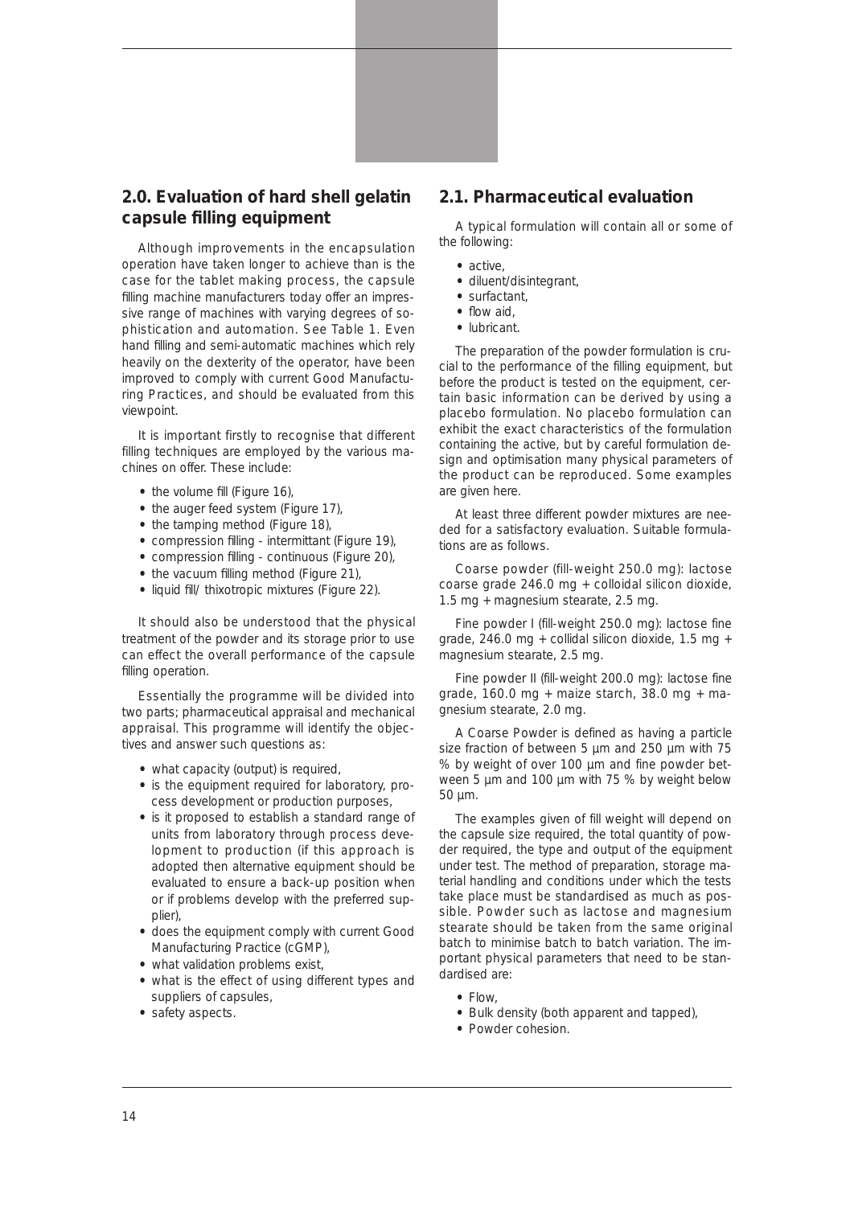## 2.0. Evaluation of hard shell gelatin capsule filling equipment

Although improvements in the encapsulation operation have taken longer to achieve than is the case for the tablet making process, the capsule filling machine manufacturers today offer an impressive range of machines with varying degrees of sophistication and automation. See Table 1. Even hand filling and semi-automatic machines which rely heavily on the dexterity of the operator, have been improved to comply with current Good Manufacturing Practices, and should be evaluated from this viewpoint.

It is important firstly to recognise that different filling techniques are employed by the various machines on offer. These include:

- the volume fill (Figure 16),
- the auger feed system (Figure 17),
- the tamping method (Figure 18),
- compression filling - intermittant (Figure 19),
- compression filling - continuous (Figure 20),
- the vacuum filling method (Figure 21),
- liquid fill/ thixotropic mixtures (Figure 22).

It should also be understood that the physical treatment of the powder and its storage prior to use can effect the overall performance of the capsule filling operation.

Essentially the programme will be divided into two parts; pharmaceutical appraisal and mechanical appraisal. This programme will identify the objectives and answer such questions as:

- what capacity (output) is required,
- is the equipment required for laboratory, process development or production purposes,
- is it proposed to establish a standard range of units from laboratory through process development to production (if this approach is adopted then alternative equipment should be evaluated to ensure a back-up position when or if problems develop with the preferred supplier),
- does the equipment comply with current Good Manufacturing Practice (cGMP),
- what validation problems exist,
- what is the effect of using different types and suppliers of capsules,
- safety aspects.

## 2.1. Pharmaceutical evaluation

A typical formulation will contain all or some of the following:

- active,
- diluent/disintegrant,
- surfactant,
- flow aid,
- lubricant.

The preparation of the powder formulation is crucial to the performance of the filling equipment, but before the product is tested on the equipment, certain basic information can be derived by using a placebo formulation. No placebo formulation can exhibit the exact characteristics of the formulation containing the active, but by careful formulation design and optimisation many physical parameters of the product can be reproduced. Some examples are given here.

At least three different powder mixtures are needed for a satisfactory evaluation. Suitable formulations are as follows.

Coarse powder (fill-weight 250.0 mg): lactose coarse grade 246.0 mg + colloidal silicon dioxide, 1.5 mg + magnesium stearate, 2.5 mg.

Fine powder I (fill-weight 250.0 mg): lactose fine grade, 246.0 mg + collidal silicon dioxide, 1.5 mg + magnesium stearate, 2.5 mg.

Fine powder II (fill-weight 200.0 mg): lactose fine grade, 160.0 mg + maize starch, 38.0 mg + magnesium stearate, 2.0 mg.

A Coarse Powder is defined as having a particle size fraction of between 5 µm and 250 µm with 75 % by weight of over 100 µm and fine powder between 5 µm and 100 µm with 75 % by weight below 50 µm.

The examples given of fill weight will depend on the capsule size required, the total quantity of powder required, the type and output of the equipment under test. The method of preparation, storage material handling and conditions under which the tests take place must be standardised as much as possible. Powder such as lactose and magnesium stearate should be taken from the same original batch to minimise batch to batch variation. The important physical parameters that need to be standardised are:

- Flow,
- Bulk density (both apparent and tapped),
- Powder cohesion.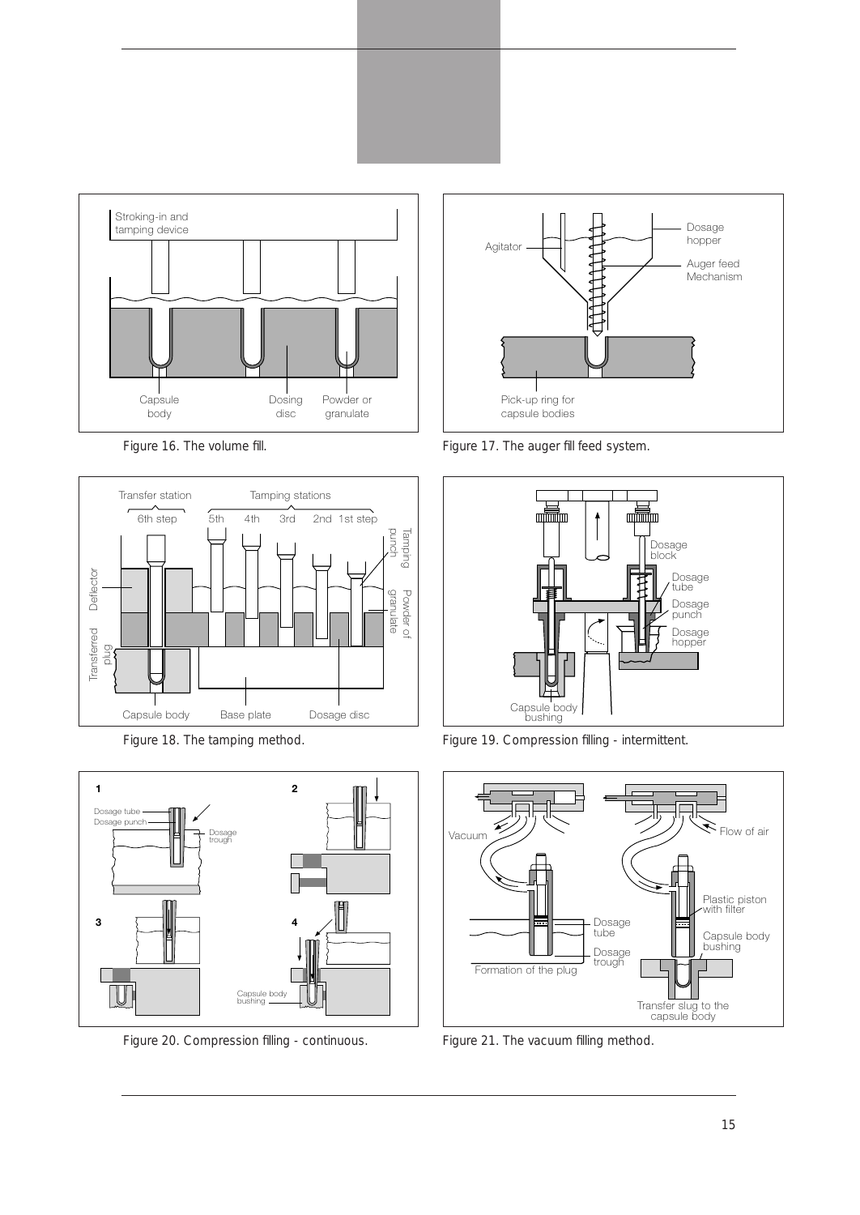Figure 16. The volume fill.

Figure 17. The auger fill feed system.

Figure 18. The tamping method.

Figure 19. Compression filling - intermittent.

Figure 20. Compression filling - continuous.

Figure 21. The vacuum filling method.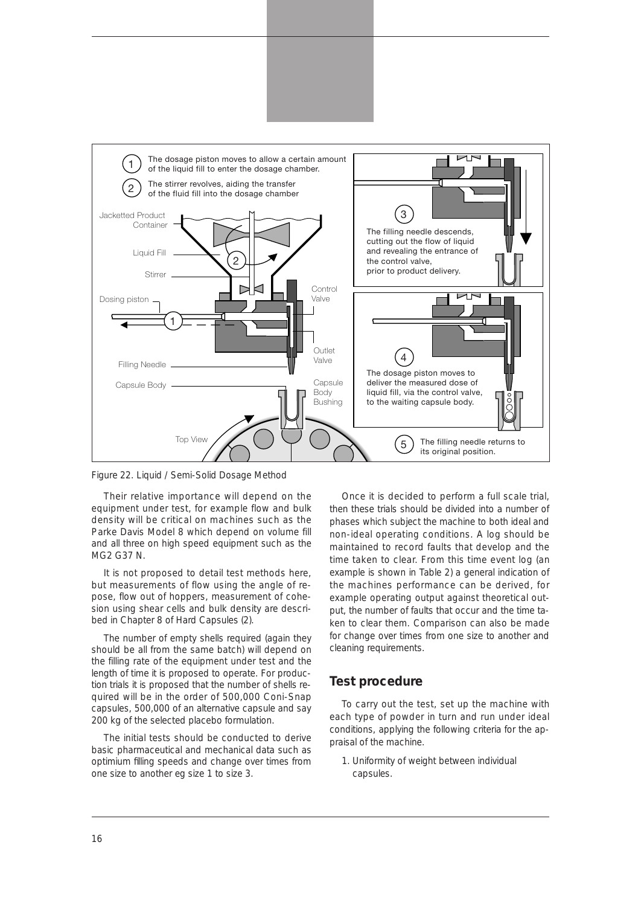Figure 22. Liquid / Semi-Solid Dosage Method

Their relative importance will depend on the equipment under test, for example flow and bulk density will be critical on machines such as the Parke Davis Model 8 which depend on volume fill and all three on high speed equipment such as the MG2 G37 N.

It is not proposed to detail test methods here, but measurements of flow using the angle of repose, flow out of hoppers, measurement of cohesion using shear cells and bulk density are described in Chapter 8 of Hard Capsules (2).

The number of empty shells required (again they should be all from the same batch) will depend on the filling rate of the equipment under test and the length of time it is proposed to operate. For production trials it is proposed that the number of shells required will be in the order of 500,000 Coni-Snap capsules, 500,000 of an alternative capsule and say 200 kg of the selected placebo formulation.

The initial tests should be conducted to derive basic pharmaceutical and mechanical data such as optimium filling speeds and change over times from one size to another eg size 1 to size 3.

Once it is decided to perform a full scale trial, then these trials should be divided into a number of phases which subject the machine to both ideal and non-ideal operating conditions. A log should be maintained to record faults that develop and the time taken to clear. From this time event log (an example is shown in Table 2) a general indication of the machines performance can be derived, for example operating output against theoretical output, the number of faults that occur and the time taken to clear them. Comparison can also be made for change over times from one size to another and cleaning requirements.

## Test procedure

To carry out the test, set up the machine with each type of powder in turn and run under ideal conditions, applying the following criteria for the appraisal of the machine.

1. Uniformity of weight between individual capsules.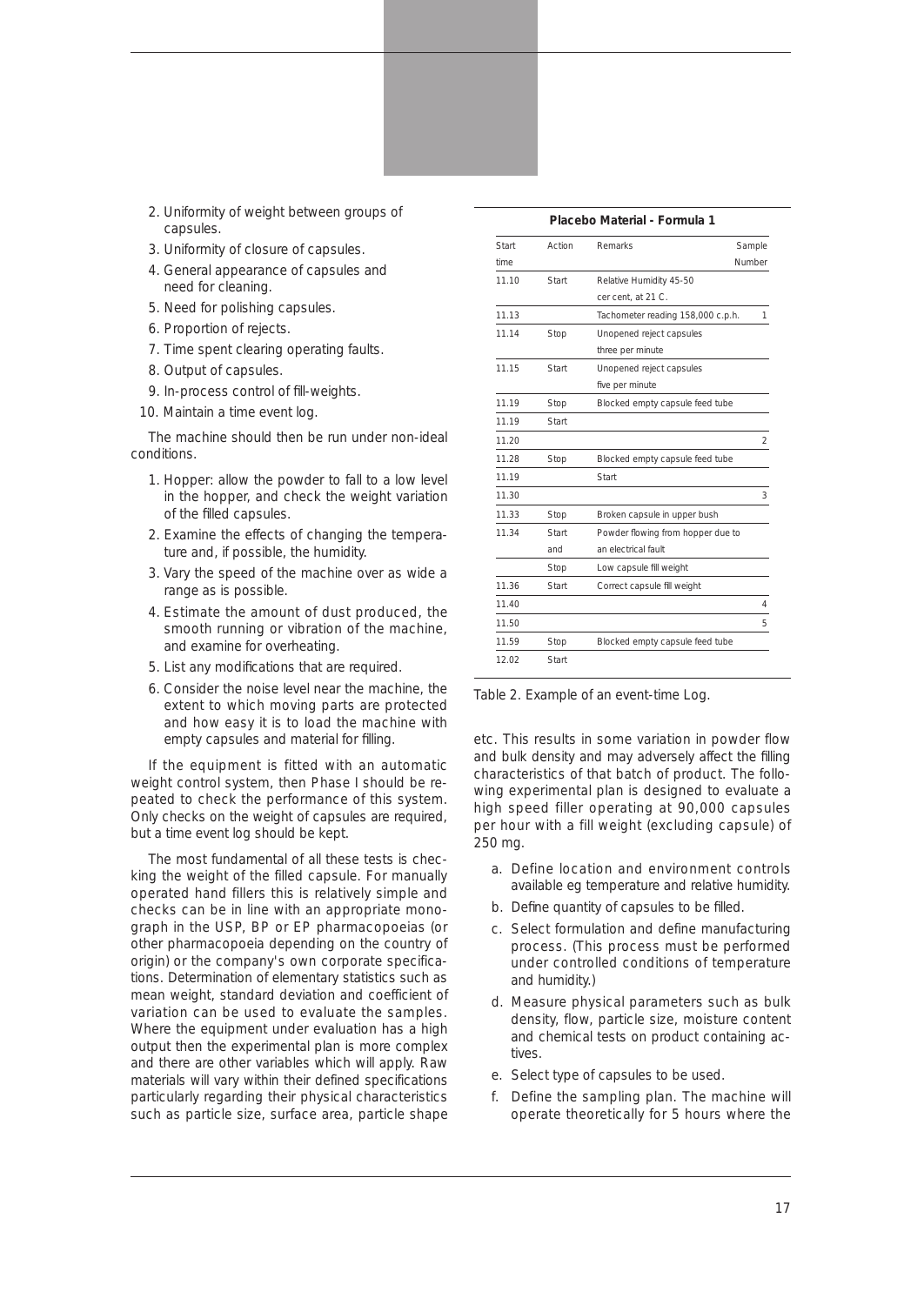2. Uniformity of weight between groups of capsules.
3. Uniformity of closure of capsules.
4. General appearance of capsules and need for cleaning.
5. Need for polishing capsules.
6. Proportion of rejects.
7. Time spent clearing operating faults.
8. Output of capsules.
9. In-process control of fill-weights.
10. Maintain a time event log.

The machine should then be run under non-ideal conditions.

1. Hopper: allow the powder to fall to a low level in the hopper, and check the weight variation of the filled capsules.
2. Examine the effects of changing the temperature and, if possible, the humidity.
3. Vary the speed of the machine over as wide a range as is possible.
4. Estimate the amount of dust produced, the smooth running or vibration of the machine, and examine for overheating.
5. List any modifications that are required.
6. Consider the noise level near the machine, the extent to which moving parts are protected and how easy it is to load the machine with empty capsules and material for filling.

If the equipment is fitted with an automatic weight control system, then Phase I should be repeated to check the performance of this system. Only checks on the weight of capsules are required, but a time event log should be kept.

The most fundamental of all these tests is checking the weight of the filled capsule. For manually operated hand fillers this is relatively simple and checks can be in line with an appropriate monograph in the USP, BP or EP pharmacopoeias (or other pharmacopoeia depending on the country of origin) or the company's own corporate specifications. Determination of elementary statistics such as mean weight, standard deviation and coefficient of variation can be used to evaluate the samples. Where the equipment under evaluation has a high output then the experimental plan is more complex and there are other variables which will apply. Raw materials will vary within their defined specifications particularly regarding their physical characteristics such as particle size, surface area, particle shape etc. This results in some variation in powder flow and bulk density and may adversely affect the filling characteristics of that batch of product. The following experimental plan is designed to evaluate a high speed filler operating at 90,000 capsules per hour with a fill weight (excluding capsule) of 250 mg.

**Placebo Material - Formula 1**

| Start time | Action | Remarks | Sample Number |
|---|---|---|---|
| 11.10 | Start | Relative Humidity 45-50 cer cent, at 21 C. | |
| 11.13 | | Tachometer reading 158,000 c.p.h. | 1 |
| 11.14 | Stop | Unopened reject capsules three per minute | |
| 11.15 | Start | Unopened reject capsules five per minute | |
| 11.19 | Stop | Blocked empty capsule feed tube | |
| 11.19 | Start | | |
| 11.20 | | | 2 |
| 11.28 | Stop | Blocked empty capsule feed tube | |
| 11.19 | | Start | |
| 11.30 | | | 3 |
| 11.33 | Stop | Broken capsule in upper bush | |
| 11.34 | Start and | Powder flowing from hopper due to an electrical fault | |
| | Stop | Low capsule fill weight | |
| 11.36 | Start | Correct capsule fill weight | |
| 11.40 | | | 4 |
| 11.50 | | | 5 |
| 11.59 | Stop | Blocked empty capsule feed tube | |
| 12.02 | Start | | |

Table 2. Example of an event-time Log.

a. Define location and environment controls available eg temperature and relative humidity.
b. Define quantity of capsules to be filled.
c. Select formulation and define manufacturing process. (This process must be performed under controlled conditions of temperature and humidity.)
d. Measure physical parameters such as bulk density, flow, particle size, moisture content and chemical tests on product containing actives.
e. Select type of capsules to be used.
f. Define the sampling plan. The machine will operate theoretically for 5 hours where the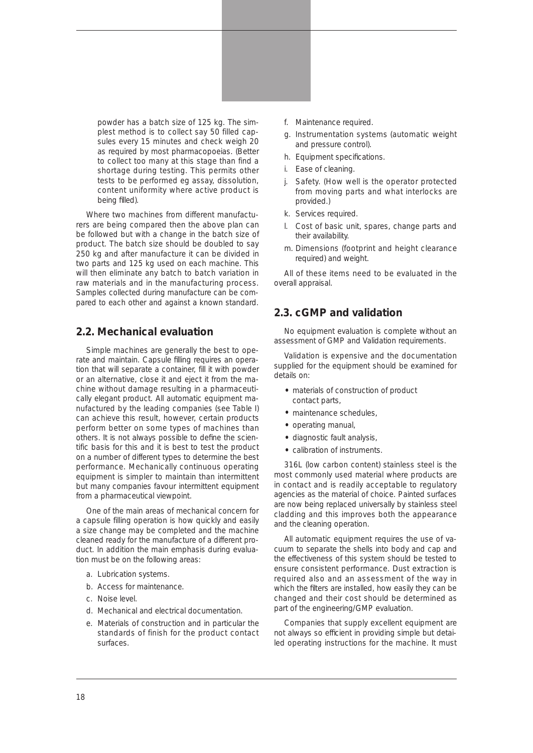powder has a batch size of 125 kg. The simplest method is to collect say 50 filled capsules every 15 minutes and check weigh 20 as required by most pharmacopoeias. (Better to collect too many at this stage than find a shortage during testing. This permits other tests to be performed eg assay, dissolution, content uniformity where active product is being filled).

Where two machines from different manufacturers are being compared then the above plan can be followed but with a change in the batch size of product. The batch size should be doubled to say 250 kg and after manufacture it can be divided in two parts and 125 kg used on each machine. This will then eliminate any batch to batch variation in raw materials and in the manufacturing process. Samples collected during manufacture can be compared to each other and against a known standard.

## 2.2. Mechanical evaluation

Simple machines are generally the best to operate and maintain. Capsule filling requires an operation that will separate a container, fill it with powder or an alternative, close it and eject it from the machine without damage resulting in a pharmaceutically elegant product. All automatic equipment manufactured by the leading companies (see Table I) can achieve this result, however, certain products perform better on some types of machines than others. It is not always possible to define the scientific basis for this and it is best to test the product on a number of different types to determine the best performance. Mechanically continuous operating equipment is simpler to maintain than intermittent but many companies favour intermittent equipment from a pharmaceutical viewpoint.

One of the main areas of mechanical concern for a capsule filling operation is how quickly and easily a size change may be completed and the machine cleaned ready for the manufacture of a different product. In addition the main emphasis during evaluation must be on the following areas:

a. Lubrication systems.
b. Access for maintenance.
c. Noise level.
d. Mechanical and electrical documentation.
e. Materials of construction and in particular the standards of finish for the product contact surfaces.
f. Maintenance required.
g. Instrumentation systems (automatic weight and pressure control).
h. Equipment specifications.
i. Ease of cleaning.
j. Safety. (How well is the operator protected from moving parts and what interlocks are provided.)
k. Services required.
l. Cost of basic unit, spares, change parts and their availability.
m. Dimensions (footprint and height clearance required) and weight.

All of these items need to be evaluated in the overall appraisal.

## 2.3. cGMP and validation

No equipment evaluation is complete without an assessment of GMP and Validation requirements.

Validation is expensive and the documentation supplied for the equipment should be examined for details on:

- materials of construction of product contact parts,
- maintenance schedules,
- operating manual,
- diagnostic fault analysis,
- calibration of instruments.

316L (low carbon content) stainless steel is the most commonly used material where products are in contact and is readily acceptable to regulatory agencies as the material of choice. Painted surfaces are now being replaced universally by stainless steel cladding and this improves both the appearance and the cleaning operation.

All automatic equipment requires the use of vacuum to separate the shells into body and cap and the effectiveness of this system should be tested to ensure consistent performance. Dust extraction is required also and an assessment of the way in which the filters are installed, how easily they can be changed and their cost should be determined as part of the engineering/GMP evaluation.

Companies that supply excellent equipment are not always so efficient in providing simple but detailed operating instructions for the machine. It must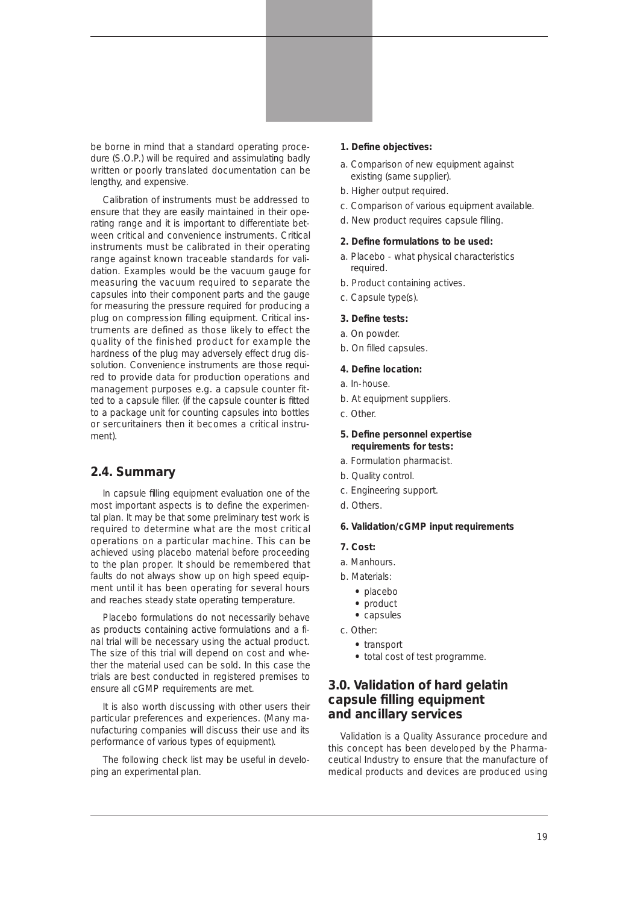be borne in mind that a standard operating procedure (S.O.P.) will be required and assimulating badly written or poorly translated documentation can be lengthy, and expensive.

Calibration of instruments must be addressed to ensure that they are easily maintained in their operating range and it is important to differentiate between critical and convenience instruments. Critical instruments must be calibrated in their operating range against known traceable standards for validation. Examples would be the vacuum gauge for measuring the vacuum required to separate the capsules into their component parts and the gauge for measuring the pressure required for producing a plug on compression filling equipment. Critical instruments are defined as those likely to effect the quality of the finished product for example the hardness of the plug may adversely effect drug dissolution. Convenience instruments are those required to provide data for production operations and management purposes e.g. a capsule counter fitted to a capsule filler. (if the capsule counter is fitted to a package unit for counting capsules into bottles or sercuritainers then it becomes a critical instrument).

## 2.4. Summary

In capsule filling equipment evaluation one of the most important aspects is to define the experimental plan. It may be that some preliminary test work is required to determine what are the most critical operations on a particular machine. This can be achieved using placebo material before proceeding to the plan proper. It should be remembered that faults do not always show up on high speed equipment until it has been operating for several hours and reaches steady state operating temperature.

Placebo formulations do not necessarily behave as products containing active formulations and a final trial will be necessary using the actual product. The size of this trial will depend on cost and whether the material used can be sold. In this case the trials are best conducted in registered premises to ensure all cGMP requirements are met.

It is also worth discussing with other users their particular preferences and experiences. (Many manufacturing companies will discuss their use and its performance of various types of equipment).

The following check list may be useful in developing an experimental plan.

**1. Define objectives:**

a. Comparison of new equipment against existing (same supplier).
b. Higher output required.
c. Comparison of various equipment available.
d. New product requires capsule filling.

**2. Define formulations to be used:**

a. Placebo - what physical characteristics required.
b. Product containing actives.
c. Capsule type(s).

**3. Define tests:**

a. On powder.
b. On filled capsules.

**4. Define location:**

a. In-house.
b. At equipment suppliers.
c. Other.

**5. Define personnel expertise requirements for tests:**

a. Formulation pharmacist.
b. Quality control.
c. Engineering support.
d. Others.

**6. Validation/cGMP input requirements**

**7. Cost:**

a. Manhours.
b. Materials:
   - placebo
   - product
   - capsules
c. Other:
   - transport
   - total cost of test programme.

## 3.0. Validation of hard gelatin capsule filling equipment and ancillary services

Validation is a Quality Assurance procedure and this concept has been developed by the Pharmaceutical Industry to ensure that the manufacture of medical products and devices are produced using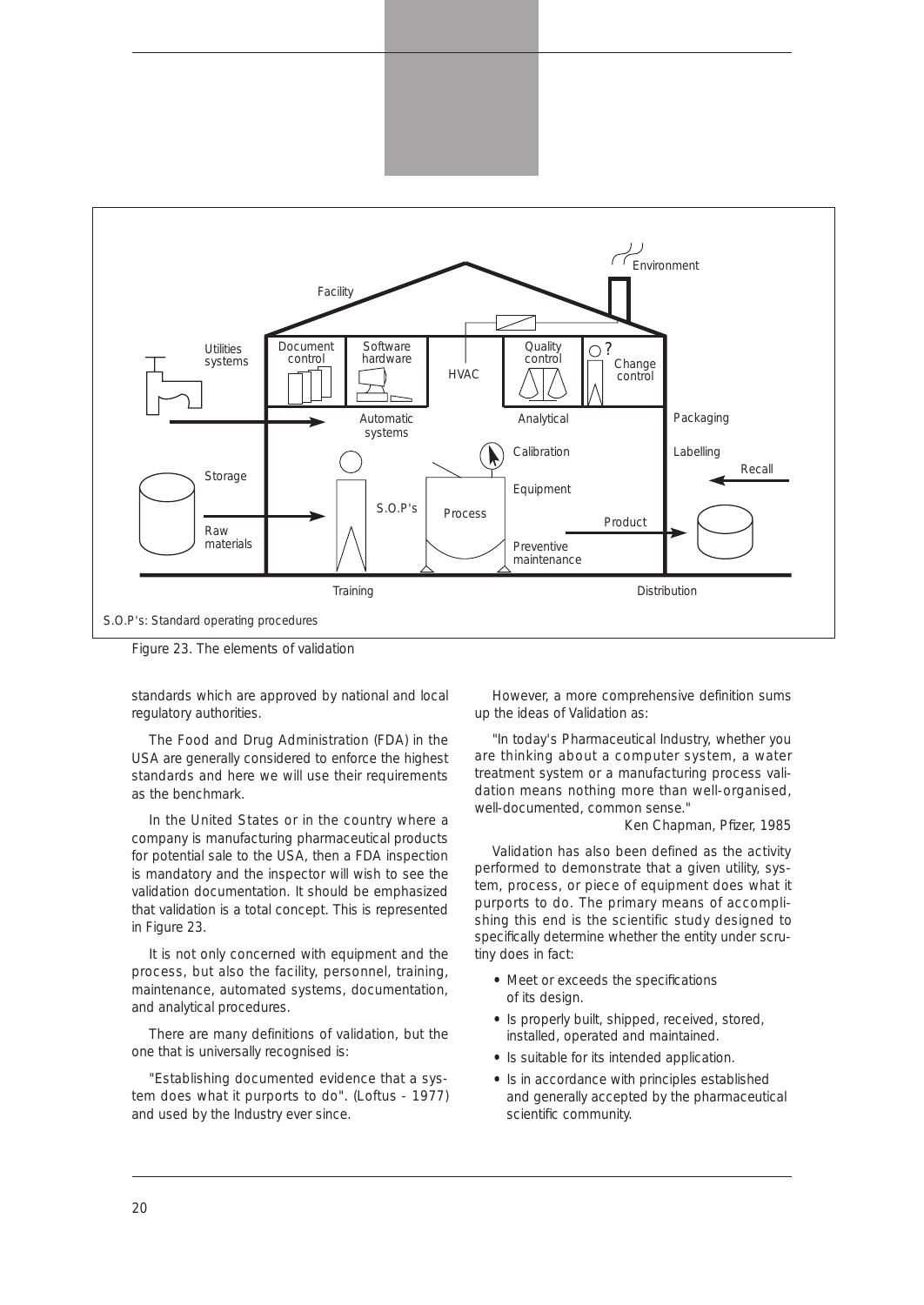S.O.P's: Standard operating procedures

Figure 23. The elements of validation

standards which are approved by national and local regulatory authorities.

The Food and Drug Administration (FDA) in the USA are generally considered to enforce the highest standards and here we will use their requirements as the benchmark.

In the United States or in the country where a company is manufacturing pharmaceutical products for potential sale to the USA, then a FDA inspection is mandatory and the inspector will wish to see the validation documentation. It should be emphasized that validation is a total concept. This is represented in Figure 23.

It is not only concerned with equipment and the process, but also the facility, personnel, training, maintenance, automated systems, documentation, and analytical procedures.

There are many definitions of validation, but the one that is universally recognised is:

"Establishing documented evidence that a system does what it purports to do". (Loftus - 1977) and used by the Industry ever since.

However, a more comprehensive definition sums up the ideas of Validation as:

"In today's Pharmaceutical Industry, whether you are thinking about a computer system, a water treatment system or a manufacturing process validation means nothing more than well-organised, well-documented, common sense."

Ken Chapman, Pfizer, 1985

Validation has also been defined as the activity performed to demonstrate that a given utility, system, process, or piece of equipment does what it purports to do. The primary means of accomplishing this end is the scientific study designed to specifically determine whether the entity under scrutiny does in fact:

- Meet or exceeds the specifications of its design.
- Is properly built, shipped, received, stored, installed, operated and maintained.
- Is suitable for its intended application.
- Is in accordance with principles established and generally accepted by the pharmaceutical scientific community.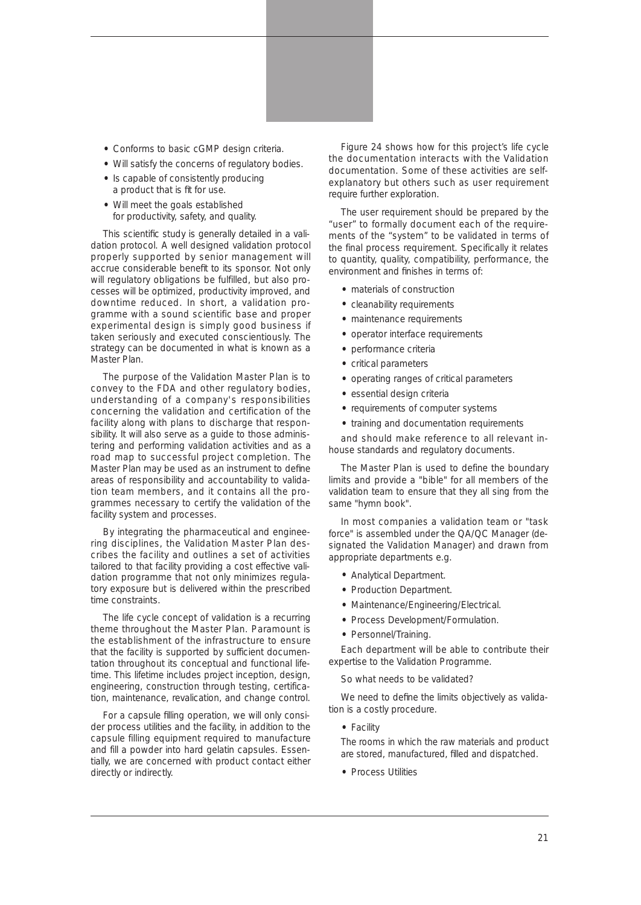- Conforms to basic cGMP design criteria.
- Will satisfy the concerns of regulatory bodies.
- Is capable of consistently producing a product that is fit for use.
- Will meet the goals established for productivity, safety, and quality.

This scientific study is generally detailed in a validation protocol. A well designed validation protocol properly supported by senior management will accrue considerable benefit to its sponsor. Not only will regulatory obligations be fulfilled, but also processes will be optimized, productivity improved, and downtime reduced. In short, a validation programme with a sound scientific base and proper experimental design is simply good business if taken seriously and executed conscientiously. The strategy can be documented in what is known as a Master Plan.

The purpose of the Validation Master Plan is to convey to the FDA and other regulatory bodies, understanding of a company's responsibilities concerning the validation and certification of the facility along with plans to discharge that responsibility. It will also serve as a guide to those administering and performing validation activities and as a road map to successful project completion. The Master Plan may be used as an instrument to define areas of responsibility and accountability to validation team members, and it contains all the programmes necessary to certify the validation of the facility system and processes.

By integrating the pharmaceutical and engineering disciplines, the Validation Master Plan describes the facility and outlines a set of activities tailored to that facility providing a cost effective validation programme that not only minimizes regulatory exposure but is delivered within the prescribed time constraints.

The life cycle concept of validation is a recurring theme throughout the Master Plan. Paramount is the establishment of the infrastructure to ensure that the facility is supported by sufficient documentation throughout its conceptual and functional lifetime. This lifetime includes project inception, design, engineering, construction through testing, certification, maintenance, revalication, and change control.

For a capsule filling operation, we will only consider process utilities and the facility, in addition to the capsule filling equipment required to manufacture and fill a powder into hard gelatin capsules. Essentially, we are concerned with product contact either directly or indirectly.

Figure 24 shows how for this project's life cycle the documentation interacts with the Validation documentation. Some of these activities are self-explanatory but others such as user requirement require further exploration.

The user requirement should be prepared by the "user" to formally document each of the requirements of the "system" to be validated in terms of the final process requirement. Specifically it relates to quantity, quality, compatibility, performance, the environment and finishes in terms of:

- materials of construction
- cleanability requirements
- maintenance requirements
- operator interface requirements
- performance criteria
- critical parameters
- operating ranges of critical parameters
- essential design criteria
- requirements of computer systems
- training and documentation requirements

and should make reference to all relevant in-house standards and regulatory documents.

The Master Plan is used to define the boundary limits and provide a "bible" for all members of the validation team to ensure that they all sing from the same "hymn book".

In most companies a validation team or "task force" is assembled under the QA/QC Manager (designated the Validation Manager) and drawn from appropriate departments e.g.

- Analytical Department.
- Production Department.
- Maintenance/Engineering/Electrical.
- Process Development/Formulation.
- Personnel/Training.

Each department will be able to contribute their expertise to the Validation Programme.

So what needs to be validated?

We need to define the limits objectively as validation is a costly procedure.

- Facility

  The rooms in which the raw materials and product are stored, manufactured, filled and dispatched.

- Process Utilities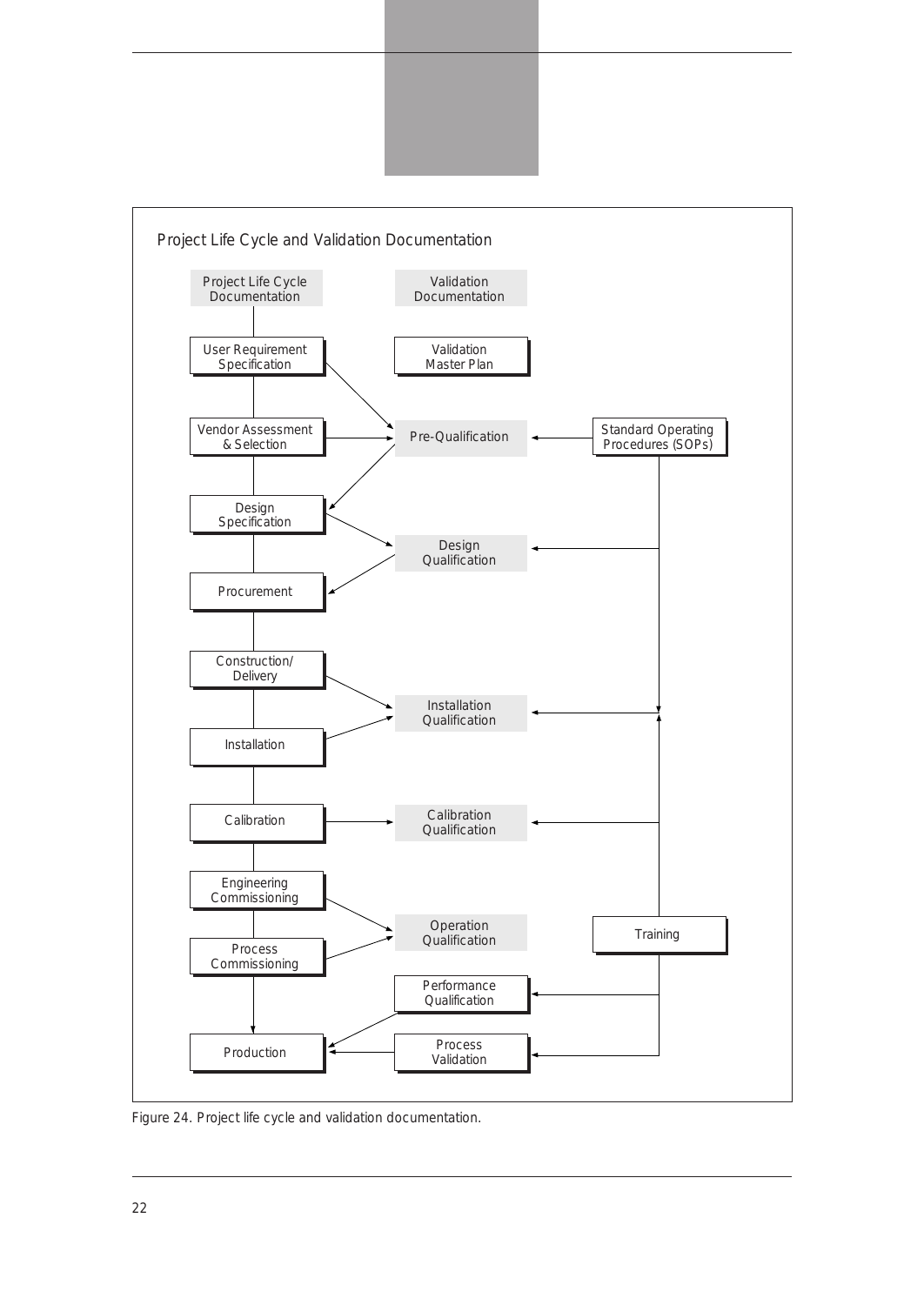Project Life Cycle and Validation Documentation

Project Life Cycle Documentation

Validation Documentation

User Requirement Specification

Validation Master Plan

Vendor Assessment & Selection

Pre-Qualification

Standard Operating Procedures (SOPs)

Design Specification

Design Qualification

Procurement

Construction/ Delivery

Installation Qualification

Installation

Calibration

Calibration Qualification

Engineering Commissioning

Operation Qualification

Training

Process Commissioning

Performance Qualification

Production

Process Validation

Figure 24. Project life cycle and validation documentation.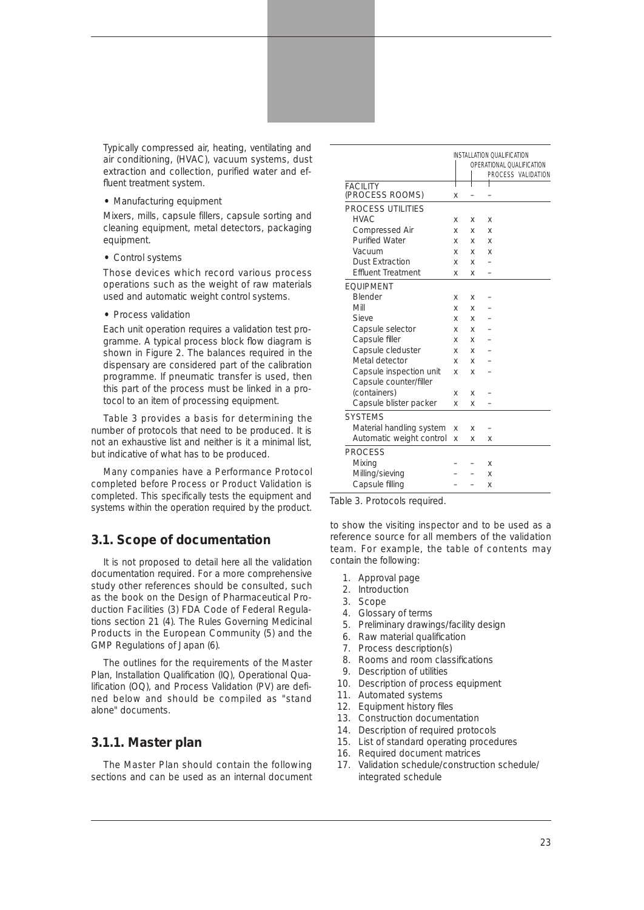Typically compressed air, heating, ventilating and air conditioning, (HVAC), vacuum systems, dust extraction and collection, purified water and effluent treatment system.

- Manufacturing equipment

Mixers, mills, capsule fillers, capsule sorting and cleaning equipment, metal detectors, packaging equipment.

- Control systems

Those devices which record various process operations such as the weight of raw materials used and automatic weight control systems.

- Process validation

Each unit operation requires a validation test programme. A typical process block flow diagram is shown in Figure 2. The balances required in the dispensary are considered part of the calibration programme. If pneumatic transfer is used, then this part of the process must be linked in a protocol to an item of processing equipment.

Table 3 provides a basis for determining the number of protocols that need to be produced. It is not an exhaustive list and neither is it a minimal list, but indicative of what has to be produced.

Many companies have a Performance Protocol completed before Process or Product Validation is completed. This specifically tests the equipment and systems within the operation required by the product.

| | Installation Qualification | Operational Qualification | Process Validation |
|---|---|---|---|
| **FACILITY (PROCESS ROOMS)** | x | – | – |
| **PROCESS UTILITIES** | | | |
| HVAC | x | x | x |
| Compressed Air | x | x | x |
| Purified Water | x | x | x |
| Vacuum | x | x | x |
| Dust Extraction | x | x | – |
| Effluent Treatment | x | x | – |
| **EQUIPMENT** | | | |
| Blender | x | x | – |
| Mill | x | x | – |
| Sieve | x | x | – |
| Capsule selector | x | x | – |
| Capsule filler | x | x | – |
| Capsule cleduster | x | x | – |
| Metal detector | x | x | – |
| Capsule inspection unit | x | x | – |
| Capsule counter/filler (containers) | x | x | – |
| Capsule blister packer | x | x | – |
| **SYSTEMS** | | | |
| Material handling system | x | x | – |
| Automatic weight control | x | x | x |
| **PROCESS** | | | |
| Mixing | – | – | x |
| Milling/sieving | – | – | x |
| Capsule filling | – | – | x |

Table 3. Protocols required.

## 3.1. Scope of documentation

It is not proposed to detail here all the validation documentation required. For a more comprehensive study other references should be consulted, such as the book on the Design of Pharmaceutical Production Facilities (3) FDA Code of Federal Regulations section 21 (4). The Rules Governing Medicinal Products in the European Community (5) and the GMP Regulations of Japan (6).

The outlines for the requirements of the Master Plan, Installation Qualification (IQ), Operational Qualification (OQ), and Process Validation (PV) are defined below and should be compiled as "stand alone" documents.

### 3.1.1. Master plan

The Master Plan should contain the following sections and can be used as an internal document to show the visiting inspector and to be used as a reference source for all members of the validation team. For example, the table of contents may contain the following:

1. Approval page
2. Introduction
3. Scope
4. Glossary of terms
5. Preliminary drawings/facility design
6. Raw material qualification
7. Process description(s)
8. Rooms and room classifications
9. Description of utilities
10. Description of process equipment
11. Automated systems
12. Equipment history files
13. Construction documentation
14. Description of required protocols
15. List of standard operating procedures
16. Required document matrices
17. Validation schedule/construction schedule/integrated schedule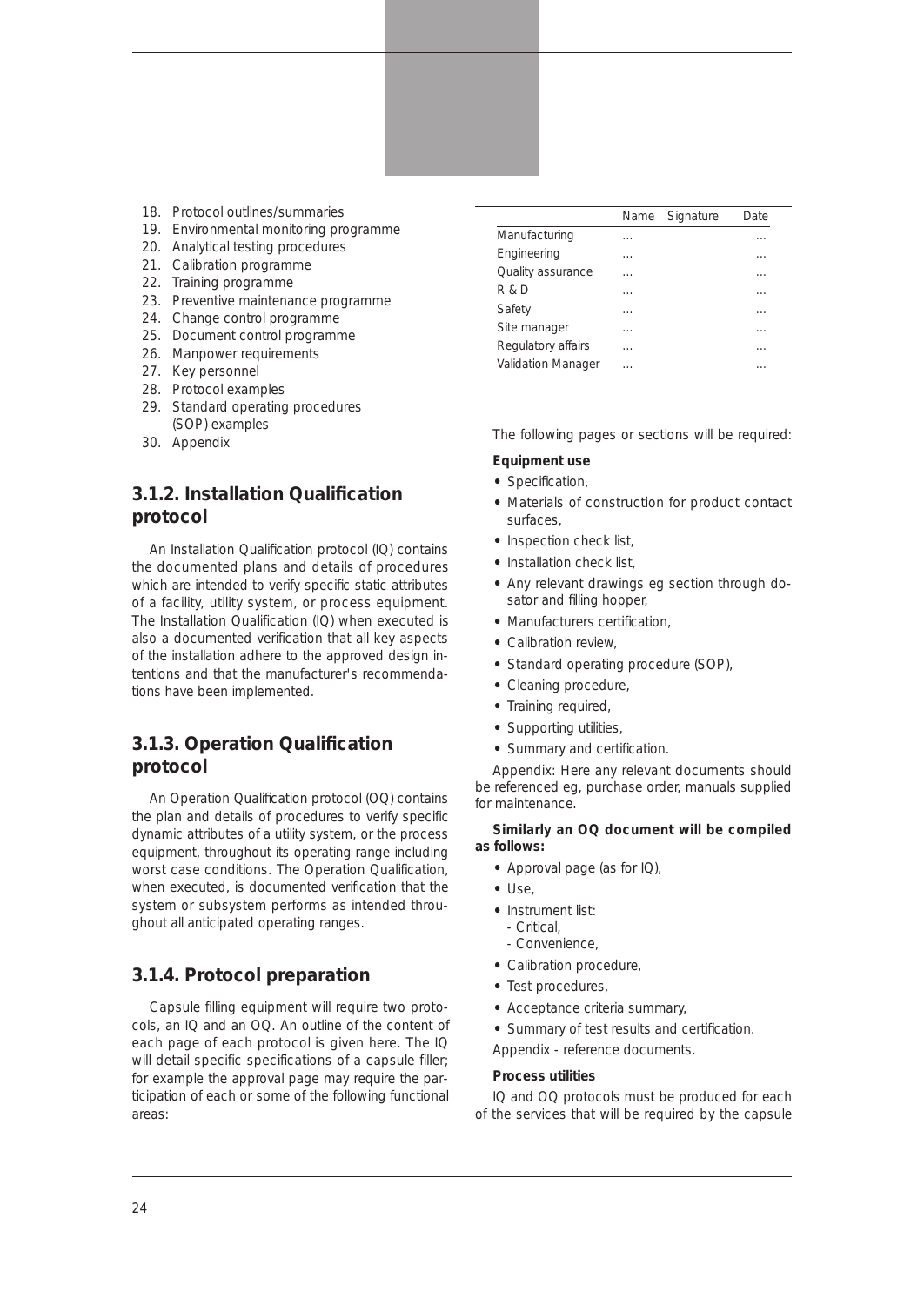18. Protocol outlines/summaries
19. Environmental monitoring programme
20. Analytical testing procedures
21. Calibration programme
22. Training programme
23. Preventive maintenance programme
24. Change control programme
25. Document control programme
26. Manpower requirements
27. Key personnel
28. Protocol examples
29. Standard operating procedures (SOP) examples
30. Appendix

### 3.1.2. Installation Qualification protocol

An Installation Qualification protocol (IQ) contains the documented plans and details of procedures which are intended to verify specific static attributes of a facility, utility system, or process equipment. The Installation Qualification (IQ) when executed is also a documented verification that all key aspects of the installation adhere to the approved design intentions and that the manufacturer's recommendations have been implemented.

### 3.1.3. Operation Qualification protocol

An Operation Qualification protocol (OQ) contains the plan and details of procedures to verify specific dynamic attributes of a utility system, or the process equipment, throughout its operating range including worst case conditions. The Operation Qualification, when executed, is documented verification that the system or subsystem performs as intended throughout all anticipated operating ranges.

### 3.1.4. Protocol preparation

Capsule filling equipment will require two protocols, an IQ and an OQ. An outline of the content of each page of each protocol is given here. The IQ will detail specific specifications of a capsule filler; for example the approval page may require the participation of each or some of the following functional areas:

| | Name | Signature | Date |
|---|---|---|---|
| Manufacturing | ... | | ... |
| Engineering | ... | | ... |
| Quality assurance | ... | | ... |
| R & D | ... | | ... |
| Safety | ... | | ... |
| Site manager | ... | | ... |
| Regulatory affairs | ... | | ... |
| Validation Manager | ... | | ... |

The following pages or sections will be required:

**Equipment use**

- Specification,
- Materials of construction for product contact surfaces,
- Inspection check list,
- Installation check list,
- Any relevant drawings eg section through dosator and filling hopper,
- Manufacturers certification,
- Calibration review,
- Standard operating procedure (SOP),
- Cleaning procedure,
- Training required,
- Supporting utilities,
- Summary and certification.

Appendix: Here any relevant documents should be referenced eg, purchase order, manuals supplied for maintenance.

**Similarly an OQ document will be compiled as follows:**

- Approval page (as for IQ),
- Use,
- Instrument list:
  - Critical,
  - Convenience,
- Calibration procedure,
- Test procedures,
- Acceptance criteria summary,
- Summary of test results and certification.

Appendix - reference documents.

**Process utilities**

IQ and OQ protocols must be produced for each of the services that will be required by the capsule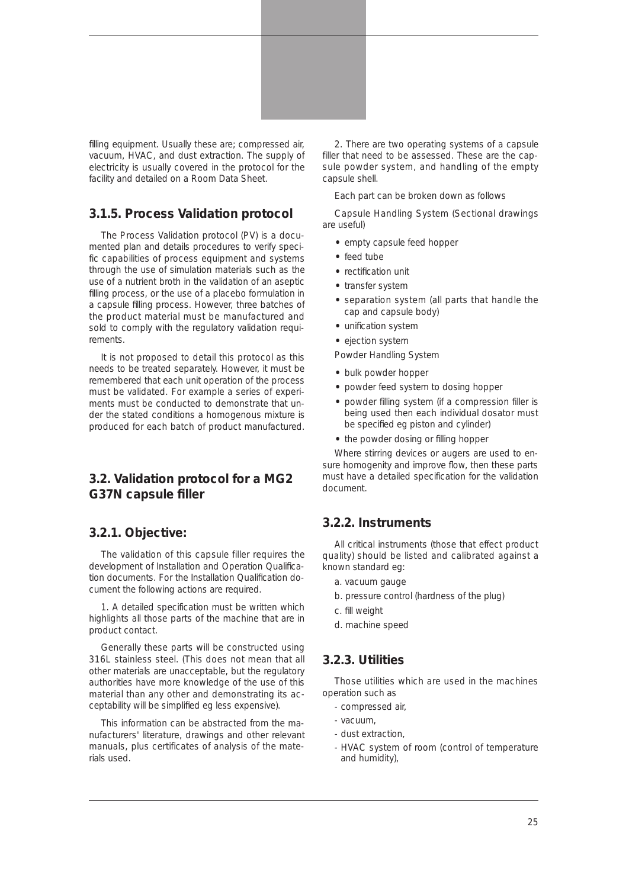filling equipment. Usually these are; compressed air, vacuum, HVAC, and dust extraction. The supply of electricity is usually covered in the protocol for the facility and detailed on a Room Data Sheet.

### 3.1.5. Process Validation protocol

The Process Validation protocol (PV) is a documented plan and details procedures to verify specific capabilities of process equipment and systems through the use of simulation materials such as the use of a nutrient broth in the validation of an aseptic filling process, or the use of a placebo formulation in a capsule filling process. However, three batches of the product material must be manufactured and sold to comply with the regulatory validation requirements.

It is not proposed to detail this protocol as this needs to be treated separately. However, it must be remembered that each unit operation of the process must be validated. For example a series of experiments must be conducted to demonstrate that under the stated conditions a homogenous mixture is produced for each batch of product manufactured.

## 3.2. Validation protocol for a MG2 G37N capsule filler

### 3.2.1. Objective:

The validation of this capsule filler requires the development of Installation and Operation Qualification documents. For the Installation Qualification document the following actions are required.

1. A detailed specification must be written which highlights all those parts of the machine that are in product contact.

Generally these parts will be constructed using 316L stainless steel. (This does not mean that all other materials are unacceptable, but the regulatory authorities have more knowledge of the use of this material than any other and demonstrating its acceptability will be simplified eg less expensive).

This information can be abstracted from the manufacturers' literature, drawings and other relevant manuals, plus certificates of analysis of the materials used.

2. There are two operating systems of a capsule filler that need to be assessed. These are the capsule powder system, and handling of the empty capsule shell.

Each part can be broken down as follows

Capsule Handling System (Sectional drawings are useful)

- empty capsule feed hopper
- feed tube
- rectification unit
- transfer system
- separation system (all parts that handle the cap and capsule body)
- unification system
- ejection system

Powder Handling System

- bulk powder hopper
- powder feed system to dosing hopper
- powder filling system (if a compression filler is being used then each individual dosator must be specified eg piston and cylinder)
- the powder dosing or filling hopper

Where stirring devices or augers are used to ensure homogenity and improve flow, then these parts must have a detailed specification for the validation document.

### 3.2.2. Instruments

All critical instruments (those that effect product quality) should be listed and calibrated against a known standard eg:

a. vacuum gauge
b. pressure control (hardness of the plug)
c. fill weight
d. machine speed

### 3.2.3. Utilities

Those utilities which are used in the machines operation such as

- compressed air,
- vacuum,
- dust extraction,
- HVAC system of room (control of temperature and humidity),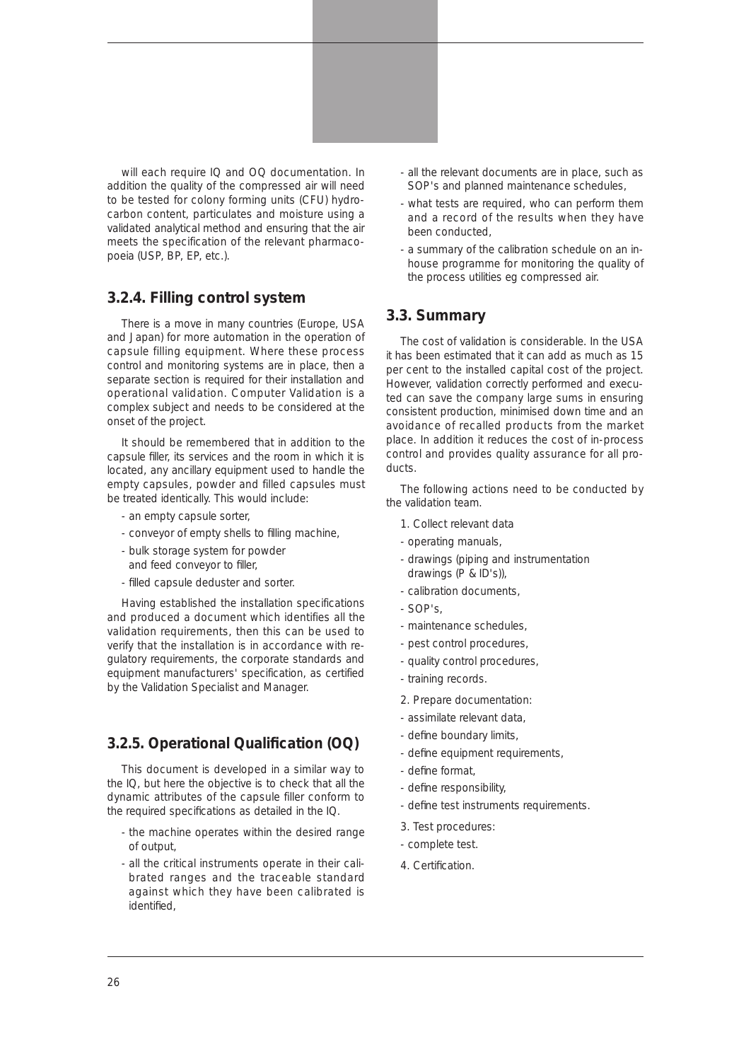will each require IQ and OQ documentation. In addition the quality of the compressed air will need to be tested for colony forming units (CFU) hydrocarbon content, particulates and moisture using a validated analytical method and ensuring that the air meets the specification of the relevant pharmacopoeia (USP, BP, EP, etc.).

### 3.2.4. Filling control system

There is a move in many countries (Europe, USA and Japan) for more automation in the operation of capsule filling equipment. Where these process control and monitoring systems are in place, then a separate section is required for their installation and operational validation. Computer Validation is a complex subject and needs to be considered at the onset of the project.

It should be remembered that in addition to the capsule filler, its services and the room in which it is located, any ancillary equipment used to handle the empty capsules, powder and filled capsules must be treated identically. This would include:

- an empty capsule sorter,
- conveyor of empty shells to filling machine,
- bulk storage system for powder and feed conveyor to filler,
- filled capsule deduster and sorter.

Having established the installation specifications and produced a document which identifies all the validation requirements, then this can be used to verify that the installation is in accordance with regulatory requirements, the corporate standards and equipment manufacturers' specification, as certified by the Validation Specialist and Manager.

### 3.2.5. Operational Qualification (OQ)

This document is developed in a similar way to the IQ, but here the objective is to check that all the dynamic attributes of the capsule filler conform to the required specifications as detailed in the IQ.

- the machine operates within the desired range of output,
- all the critical instruments operate in their calibrated ranges and the traceable standard against which they have been calibrated is identified,
- all the relevant documents are in place, such as SOP's and planned maintenance schedules,
- what tests are required, who can perform them and a record of the results when they have been conducted,
- a summary of the calibration schedule on an in-house programme for monitoring the quality of the process utilities eg compressed air.

## 3.3. Summary

The cost of validation is considerable. In the USA it has been estimated that it can add as much as 15 per cent to the installed capital cost of the project. However, validation correctly performed and executed can save the company large sums in ensuring consistent production, minimised down time and an avoidance of recalled products from the market place. In addition it reduces the cost of in-process control and provides quality assurance for all products.

The following actions need to be conducted by the validation team.

1. Collect relevant data
   - operating manuals,
   - drawings (piping and instrumentation drawings (P & ID's)),
   - calibration documents,
   - SOP's,
   - maintenance schedules,
   - pest control procedures,
   - quality control procedures,
   - training records.
2. Prepare documentation:
   - assimilate relevant data,
   - define boundary limits,
   - define equipment requirements,
   - define format,
   - define responsibility,
   - define test instruments requirements.
3. Test procedures:
   - complete test.
4. Certification.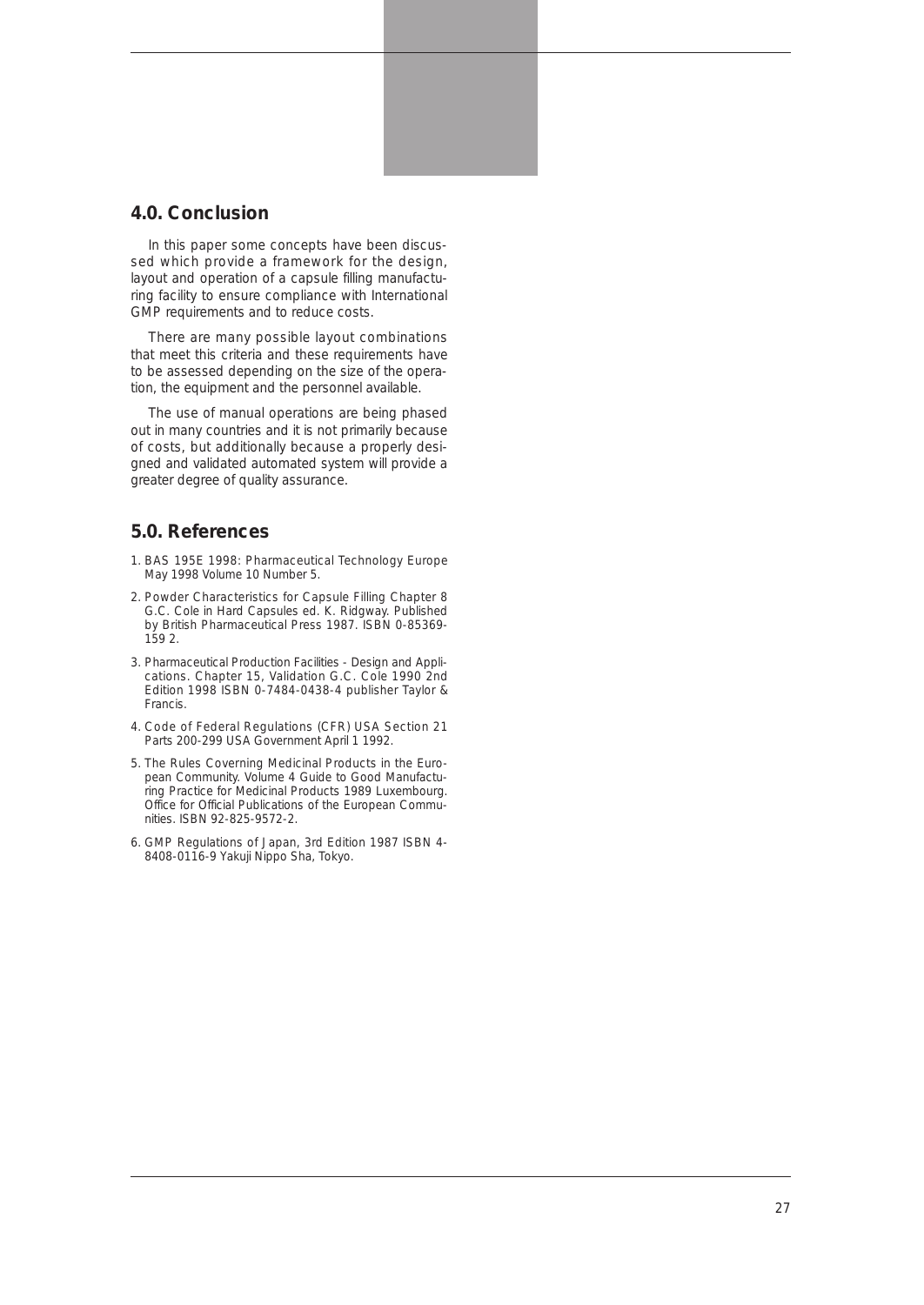## 4.0. Conclusion

In this paper some concepts have been discussed which provide a framework for the design, layout and operation of a capsule filling manufacturing facility to ensure compliance with International GMP requirements and to reduce costs.

There are many possible layout combinations that meet this criteria and these requirements have to be assessed depending on the size of the operation, the equipment and the personnel available.

The use of manual operations are being phased out in many countries and it is not primarily because of costs, but additionally because a properly designed and validated automated system will provide a greater degree of quality assurance.

## 5.0. References

1. BAS 195E 1998: Pharmaceutical Technology Europe May 1998 Volume 10 Number 5.
2. Powder Characteristics for Capsule Filling Chapter 8 G.C. Cole in Hard Capsules ed. K. Ridgway. Published by British Pharmaceutical Press 1987. ISBN 0-85369-159 2.
3. Pharmaceutical Production Facilities - Design and Applications. Chapter 15, Validation G.C. Cole 1990 2nd Edition 1998 ISBN 0-7484-0438-4 publisher Taylor & Francis.
4. Code of Federal Regulations (CFR) USA Section 21 Parts 200-299 USA Government April 1 1992.
5. The Rules Covering Medicinal Products in the European Community. Volume 4 Guide to Good Manufacturing Practice for Medicinal Products 1989 Luxembourg. Office for Official Publications of the European Communities. ISBN 92-825-9572-2.
6. GMP Regulations of Japan, 3rd Edition 1987 ISBN 4-8408-0116-9 Yakuji Nippo Sha, Tokyo.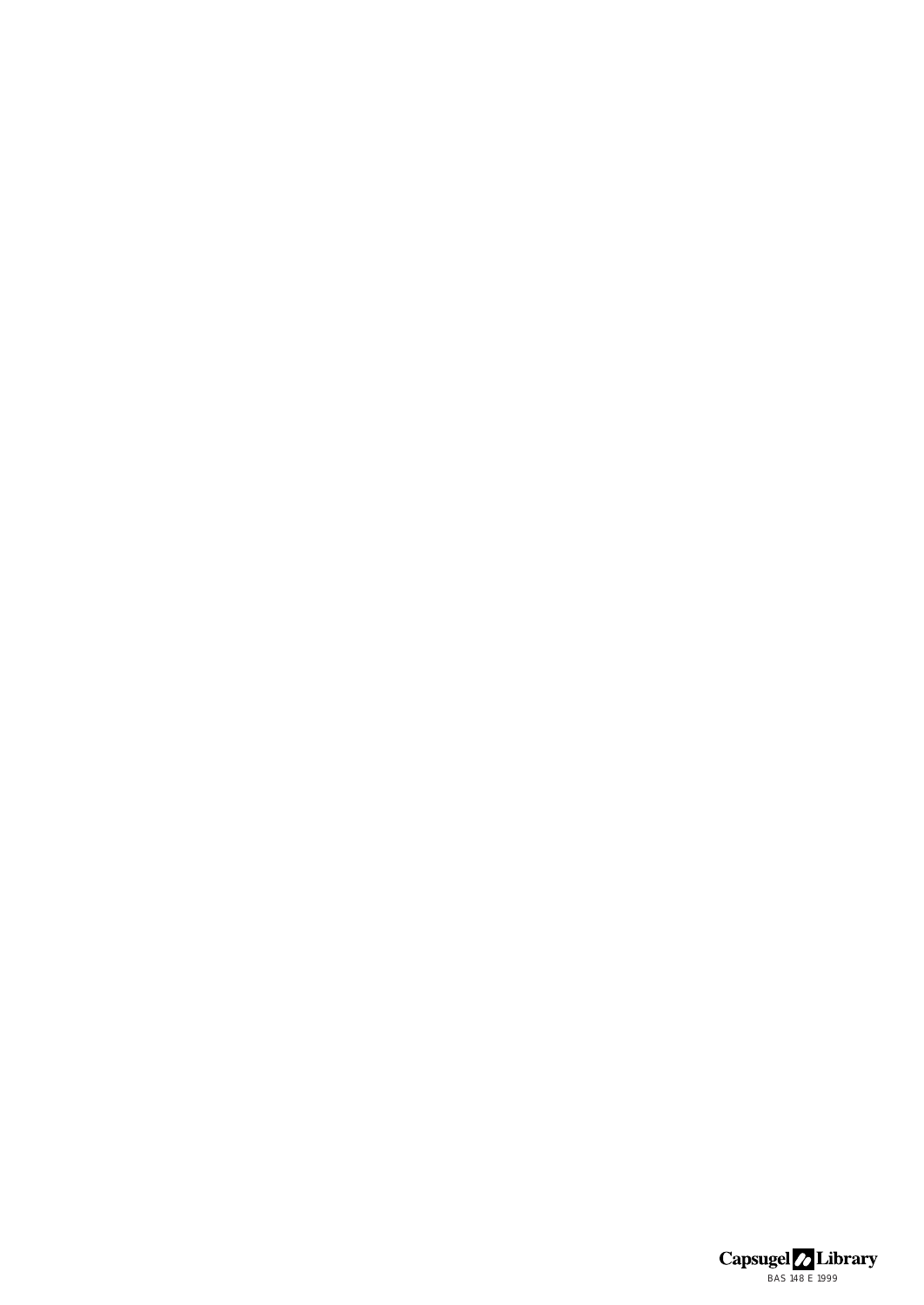Capsugel Library

BAS 148 E 1999